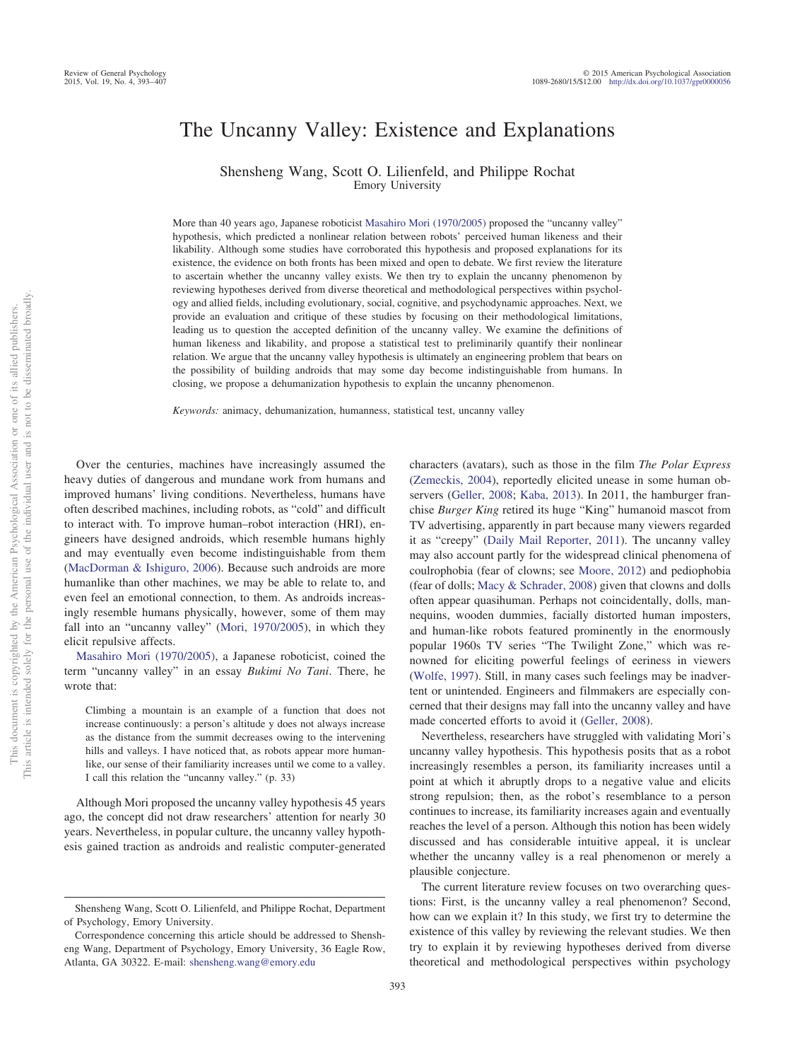# The Uncanny Valley: Existence and Explanations

Shensheng Wang, Scott O. Lilienfeld, and Philippe Rochat
Emory University

More than 40 years ago, Japanese roboticist Masahiro Mori (1970/2005) proposed the "uncanny valley" hypothesis, which predicted a nonlinear relation between robots' perceived human likeness and their likability. Although some studies have corroborated this hypothesis and proposed explanations for its existence, the evidence on both fronts has been mixed and open to debate. We first review the literature to ascertain whether the uncanny valley exists. We then try to explain the uncanny phenomenon by reviewing hypotheses derived from diverse theoretical and methodological perspectives within psychology and allied fields, including evolutionary, social, cognitive, and psychodynamic approaches. Next, we provide an evaluation and critique of these studies by focusing on their methodological limitations, leading us to question the accepted definition of the uncanny valley. We examine the definitions of human likeness and likability, and propose a statistical test to preliminarily quantify their nonlinear relation. We argue that the uncanny valley hypothesis is ultimately an engineering problem that bears on the possibility of building androids that may some day become indistinguishable from humans. In closing, we propose a dehumanization hypothesis to explain the uncanny phenomenon.

*Keywords:* animacy, dehumanization, humanness, statistical test, uncanny valley

Over the centuries, machines have increasingly assumed the heavy duties of dangerous and mundane work from humans and improved humans' living conditions. Nevertheless, humans have often described machines, including robots, as "cold" and difficult to interact with. To improve human–robot interaction (HRI), engineers have designed androids, which resemble humans highly and may eventually even become indistinguishable from them (MacDorman & Ishiguro, 2006). Because such androids are more humanlike than other machines, we may be able to relate to, and even feel an emotional connection, to them. As androids increasingly resemble humans physically, however, some of them may fall into an "uncanny valley" (Mori, 1970/2005), in which they elicit repulsive affects.

Masahiro Mori (1970/2005), a Japanese roboticist, coined the term "uncanny valley" in an essay *Bukimi No Tani*. There, he wrote that:

> Climbing a mountain is an example of a function that does not increase continuously: a person's altitude y does not always increase as the distance from the summit decreases owing to the intervening hills and valleys. I have noticed that, as robots appear more humanlike, our sense of their familiarity increases until we come to a valley. I call this relation the "uncanny valley." (p. 33)

Although Mori proposed the uncanny valley hypothesis 45 years ago, the concept did not draw researchers' attention for nearly 30 years. Nevertheless, in popular culture, the uncanny valley hypothesis gained traction as androids and realistic computer-generated characters (avatars), such as those in the film *The Polar Express* (Zemeckis, 2004), reportedly elicited unease in some human observers (Geller, 2008; Kaba, 2013). In 2011, the hamburger franchise *Burger King* retired its huge "King" humanoid mascot from TV advertising, apparently in part because many viewers regarded it as "creepy" (Daily Mail Reporter, 2011). The uncanny valley may also account partly for the widespread clinical phenomena of coulrophobia (fear of clowns; see Moore, 2012) and pediophobia (fear of dolls; Macy & Schrader, 2008) given that clowns and dolls often appear quasihuman. Perhaps not coincidentally, dolls, mannequins, wooden dummies, facially distorted human imposters, and human-like robots featured prominently in the enormously popular 1960s TV series "The Twilight Zone," which was renowned for eliciting powerful feelings of eeriness in viewers (Wolfe, 1997). Still, in many cases such feelings may be inadvertent or unintended. Engineers and filmmakers are especially concerned that their designs may fall into the uncanny valley and have made concerted efforts to avoid it (Geller, 2008).

Nevertheless, researchers have struggled with validating Mori's uncanny valley hypothesis. This hypothesis posits that as a robot increasingly resembles a person, its familiarity increases until a point at which it abruptly drops to a negative value and elicits strong repulsion; then, as the robot's resemblance to a person continues to increase, its familiarity increases again and eventually reaches the level of a person. Although this notion has been widely discussed and has considerable intuitive appeal, it is unclear whether the uncanny valley is a real phenomenon or merely a plausible conjecture.

The current literature review focuses on two overarching questions: First, is the uncanny valley a real phenomenon? Second, how can we explain it? In this study, we first try to determine the existence of this valley by reviewing the relevant studies. We then try to explain it by reviewing hypotheses derived from diverse theoretical and methodological perspectives within psychology

---

Shensheng Wang, Scott O. Lilienfeld, and Philippe Rochat, Department of Psychology, Emory University.

Correspondence concerning this article should be addressed to Shensheng Wang, Department of Psychology, Emory University, 36 Eagle Row, Atlanta, GA 30322. E-mail: shensheng.wang@emory.edu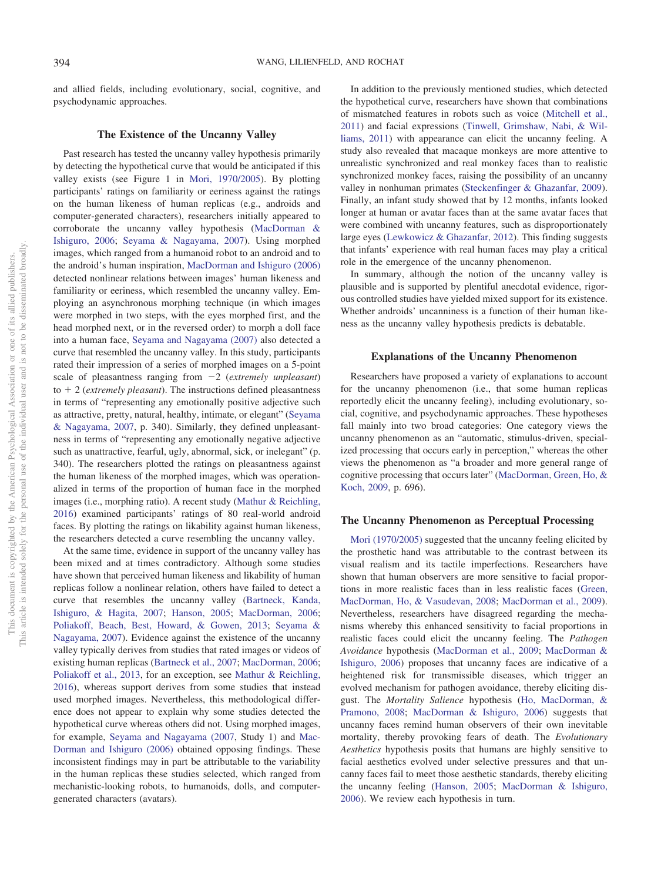and allied fields, including evolutionary, social, cognitive, and psychodynamic approaches.

## The Existence of the Uncanny Valley

Past research has tested the uncanny valley hypothesis primarily by detecting the hypothetical curve that would be anticipated if this valley exists (see Figure 1 in Mori, 1970/2005). By plotting participants' ratings on familiarity or eeriness against the ratings on the human likeness of human replicas (e.g., androids and computer-generated characters), researchers initially appeared to corroborate the uncanny valley hypothesis (MacDorman & Ishiguro, 2006; Seyama & Nagayama, 2007). Using morphed images, which ranged from a humanoid robot to an android and to the android's human inspiration, MacDorman and Ishiguro (2006) detected nonlinear relations between images' human likeness and familiarity or eeriness, which resembled the uncanny valley. Employing an asynchronous morphing technique (in which images were morphed in two steps, with the eyes morphed first, and the head morphed next, or in the reversed order) to morph a doll face into a human face, Seyama and Nagayama (2007) also detected a curve that resembled the uncanny valley. In this study, participants rated their impression of a series of morphed images on a 5-point scale of pleasantness ranging from −2 (*extremely unpleasant*) to + 2 (*extremely pleasant*). The instructions defined pleasantness in terms of "representing any emotionally positive adjective such as attractive, pretty, natural, healthy, intimate, or elegant" (Seyama & Nagayama, 2007, p. 340). Similarly, they defined unpleasantness in terms of "representing any emotionally negative adjective such as unattractive, fearful, ugly, abnormal, sick, or inelegant" (p. 340). The researchers plotted the ratings on pleasantness against the human likeness of the morphed images, which was operationalized in terms of the proportion of human face in the morphed images (i.e., morphing ratio). A recent study (Mathur & Reichling, 2016) examined participants' ratings of 80 real-world android faces. By plotting the ratings on likability against human likeness, the researchers detected a curve resembling the uncanny valley.

At the same time, evidence in support of the uncanny valley has been mixed and at times contradictory. Although some studies have shown that perceived human likeness and likability of human replicas follow a nonlinear relation, others have failed to detect a curve that resembles the uncanny valley (Bartneck, Kanda, Ishiguro, & Hagita, 2007; Hanson, 2005; MacDorman, 2006; Poliakoff, Beach, Best, Howard, & Gowen, 2013; Seyama & Nagayama, 2007). Evidence against the existence of the uncanny valley typically derives from studies that rated images or videos of existing human replicas (Bartneck et al., 2007; MacDorman, 2006; Poliakoff et al., 2013, for an exception, see Mathur & Reichling, 2016), whereas support derives from some studies that instead used morphed images. Nevertheless, this methodological difference does not appear to explain why some studies detected the hypothetical curve whereas others did not. Using morphed images, for example, Seyama and Nagayama (2007, Study 1) and MacDorman and Ishiguro (2006) obtained opposing findings. These inconsistent findings may in part be attributable to the variability in the human replicas these studies selected, which ranged from mechanistic-looking robots, to humanoids, dolls, and computer-generated characters (avatars).

In addition to the previously mentioned studies, which detected the hypothetical curve, researchers have shown that combinations of mismatched features in robots such as voice (Mitchell et al., 2011) and facial expressions (Tinwell, Grimshaw, Nabi, & Williams, 2011) with appearance can elicit the uncanny feeling. A study also revealed that macaque monkeys are more attentive to unrealistic synchronized and real monkey faces than to realistic synchronized monkey faces, raising the possibility of an uncanny valley in nonhuman primates (Steckenfinger & Ghazanfar, 2009). Finally, an infant study showed that by 12 months, infants looked longer at human or avatar faces than at the same avatar faces that were combined with uncanny features, such as disproportionately large eyes (Lewkowicz & Ghazanfar, 2012). This finding suggests that infants' experience with real human faces may play a critical role in the emergence of the uncanny phenomenon.

In summary, although the notion of the uncanny valley is plausible and is supported by plentiful anecdotal evidence, rigorous controlled studies have yielded mixed support for its existence. Whether androids' uncanniness is a function of their human likeness as the uncanny valley hypothesis predicts is debatable.

## Explanations of the Uncanny Phenomenon

Researchers have proposed a variety of explanations to account for the uncanny phenomenon (i.e., that some human replicas reportedly elicit the uncanny feeling), including evolutionary, social, cognitive, and psychodynamic approaches. These hypotheses fall mainly into two broad categories: One category views the uncanny phenomenon as an "automatic, stimulus-driven, specialized processing that occurs early in perception," whereas the other views the phenomenon as "a broader and more general range of cognitive processing that occurs later" (MacDorman, Green, Ho, & Koch, 2009, p. 696).

### The Uncanny Phenomenon as Perceptual Processing

Mori (1970/2005) suggested that the uncanny feeling elicited by the prosthetic hand was attributable to the contrast between its visual realism and its tactile imperfections. Researchers have shown that human observers are more sensitive to facial proportions in more realistic faces than in less realistic faces (Green, MacDorman, Ho, & Vasudevan, 2008; MacDorman et al., 2009). Nevertheless, researchers have disagreed regarding the mechanisms whereby this enhanced sensitivity to facial proportions in realistic faces could elicit the uncanny feeling. The *Pathogen Avoidance* hypothesis (MacDorman et al., 2009; MacDorman & Ishiguro, 2006) proposes that uncanny faces are indicative of a heightened risk for transmissible diseases, which trigger an evolved mechanism for pathogen avoidance, thereby eliciting disgust. The *Mortality Salience* hypothesis (Ho, MacDorman, & Pramono, 2008; MacDorman & Ishiguro, 2006) suggests that uncanny faces remind human observers of their own inevitable mortality, thereby provoking fears of death. The *Evolutionary Aesthetics* hypothesis posits that humans are highly sensitive to facial aesthetics evolved under selective pressures and that uncanny faces fail to meet those aesthetic standards, thereby eliciting the uncanny feeling (Hanson, 2005; MacDorman & Ishiguro, 2006). We review each hypothesis in turn.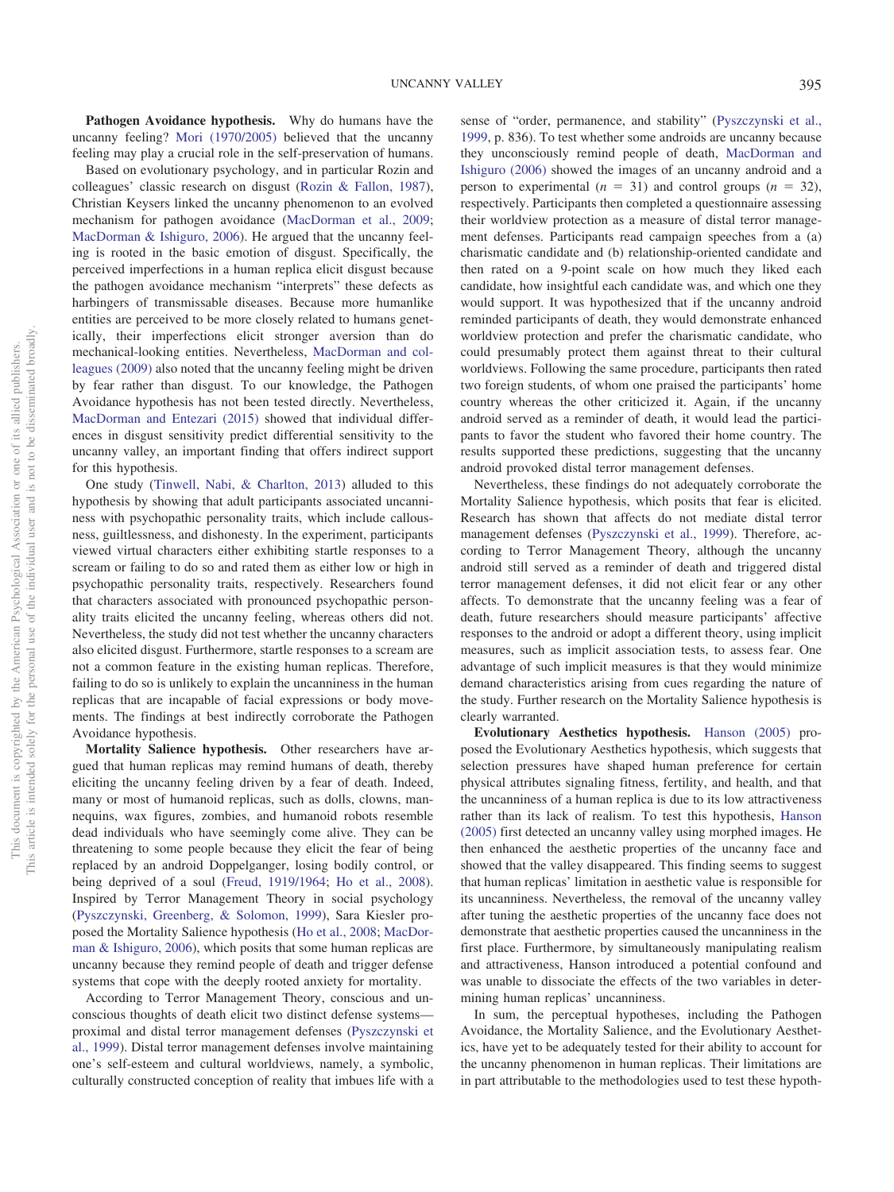**Pathogen Avoidance hypothesis.** Why do humans have the uncanny feeling? Mori (1970/2005) believed that the uncanny feeling may play a crucial role in the self-preservation of humans.

Based on evolutionary psychology, and in particular Rozin and colleagues' classic research on disgust (Rozin & Fallon, 1987), Christian Keysers linked the uncanny phenomenon to an evolved mechanism for pathogen avoidance (MacDorman et al., 2009; MacDorman & Ishiguro, 2006). He argued that the uncanny feeling is rooted in the basic emotion of disgust. Specifically, the perceived imperfections in a human replica elicit disgust because the pathogen avoidance mechanism "interprets" these defects as harbingers of transmissable diseases. Because more humanlike entities are perceived to be more closely related to humans genetically, their imperfections elicit stronger aversion than do mechanical-looking entities. Nevertheless, MacDorman and colleagues (2009) also noted that the uncanny feeling might be driven by fear rather than disgust. To our knowledge, the Pathogen Avoidance hypothesis has not been tested directly. Nevertheless, MacDorman and Entezari (2015) showed that individual differences in disgust sensitivity predict differential sensitivity to the uncanny valley, an important finding that offers indirect support for this hypothesis.

One study (Tinwell, Nabi, & Charlton, 2013) alluded to this hypothesis by showing that adult participants associated uncanniness with psychopathic personality traits, which include callousness, guiltlessness, and dishonesty. In the experiment, participants viewed virtual characters either exhibiting startle responses to a scream or failing to do so and rated them as either low or high in psychopathic personality traits, respectively. Researchers found that characters associated with pronounced psychopathic personality traits elicited the uncanny feeling, whereas others did not. Nevertheless, the study did not test whether the uncanny characters also elicited disgust. Furthermore, startle responses to a scream are not a common feature in the existing human replicas. Therefore, failing to do so is unlikely to explain the uncanniness in the human replicas that are incapable of facial expressions or body movements. The findings at best indirectly corroborate the Pathogen Avoidance hypothesis.

**Mortality Salience hypothesis.** Other researchers have argued that human replicas may remind humans of death, thereby eliciting the uncanny feeling driven by a fear of death. Indeed, many or most of humanoid replicas, such as dolls, clowns, mannequins, wax figures, zombies, and humanoid robots resemble dead individuals who have seemingly come alive. They can be threatening to some people because they elicit the fear of being replaced by an android Doppelganger, losing bodily control, or being deprived of a soul (Freud, 1919/1964; Ho et al., 2008). Inspired by Terror Management Theory in social psychology (Pyszczynski, Greenberg, & Solomon, 1999), Sara Kiesler proposed the Mortality Salience hypothesis (Ho et al., 2008; MacDorman & Ishiguro, 2006), which posits that some human replicas are uncanny because they remind people of death and trigger defense systems that cope with the deeply rooted anxiety for mortality.

According to Terror Management Theory, conscious and unconscious thoughts of death elicit two distinct defense systems—proximal and distal terror management defenses (Pyszczynski et al., 1999). Distal terror management defenses involve maintaining one's self-esteem and cultural worldviews, namely, a symbolic, culturally constructed conception of reality that imbues life with a sense of "order, permanence, and stability" (Pyszczynski et al., 1999, p. 836). To test whether some androids are uncanny because they unconsciously remind people of death, MacDorman and Ishiguro (2006) showed the images of an uncanny android and a person to experimental ($n$ = 31) and control groups ($n$ = 32), respectively. Participants then completed a questionnaire assessing their worldview protection as a measure of distal terror management defenses. Participants read campaign speeches from a (a) charismatic candidate and (b) relationship-oriented candidate and then rated on a 9-point scale on how much they liked each candidate, how insightful each candidate was, and which one they would support. It was hypothesized that if the uncanny android reminded participants of death, they would demonstrate enhanced worldview protection and prefer the charismatic candidate, who could presumably protect them against threat to their cultural worldviews. Following the same procedure, participants then rated two foreign students, of whom one praised the participants' home country whereas the other criticized it. Again, if the uncanny android served as a reminder of death, it would lead the participants to favor the student who favored their home country. The results supported these predictions, suggesting that the uncanny android provoked distal terror management defenses.

Nevertheless, these findings do not adequately corroborate the Mortality Salience hypothesis, which posits that fear is elicited. Research has shown that affects do not mediate distal terror management defenses (Pyszczynski et al., 1999). Therefore, according to Terror Management Theory, although the uncanny android still served as a reminder of death and triggered distal terror management defenses, it did not elicit fear or any other affects. To demonstrate that the uncanny feeling was a fear of death, future researchers should measure participants' affective responses to the android or adopt a different theory, using implicit measures, such as implicit association tests, to assess fear. One advantage of such implicit measures is that they would minimize demand characteristics arising from cues regarding the nature of the study. Further research on the Mortality Salience hypothesis is clearly warranted.

**Evolutionary Aesthetics hypothesis.** Hanson (2005) proposed the Evolutionary Aesthetics hypothesis, which suggests that selection pressures have shaped human preference for certain physical attributes signaling fitness, fertility, and health, and that the uncanniness of a human replica is due to its low attractiveness rather than its lack of realism. To test this hypothesis, Hanson (2005) first detected an uncanny valley using morphed images. He then enhanced the aesthetic properties of the uncanny face and showed that the valley disappeared. This finding seems to suggest that human replicas' limitation in aesthetic value is responsible for its uncanniness. Nevertheless, the removal of the uncanny valley after tuning the aesthetic properties of the uncanny face does not demonstrate that aesthetic properties caused the uncanniness in the first place. Furthermore, by simultaneously manipulating realism and attractiveness, Hanson introduced a potential confound and was unable to dissociate the effects of the two variables in determining human replicas' uncanniness.

In sum, the perceptual hypotheses, including the Pathogen Avoidance, the Mortality Salience, and the Evolutionary Aesthetics, have yet to be adequately tested for their ability to account for the uncanny phenomenon in human replicas. Their limitations are in part attributable to the methodologies used to test these hypoth-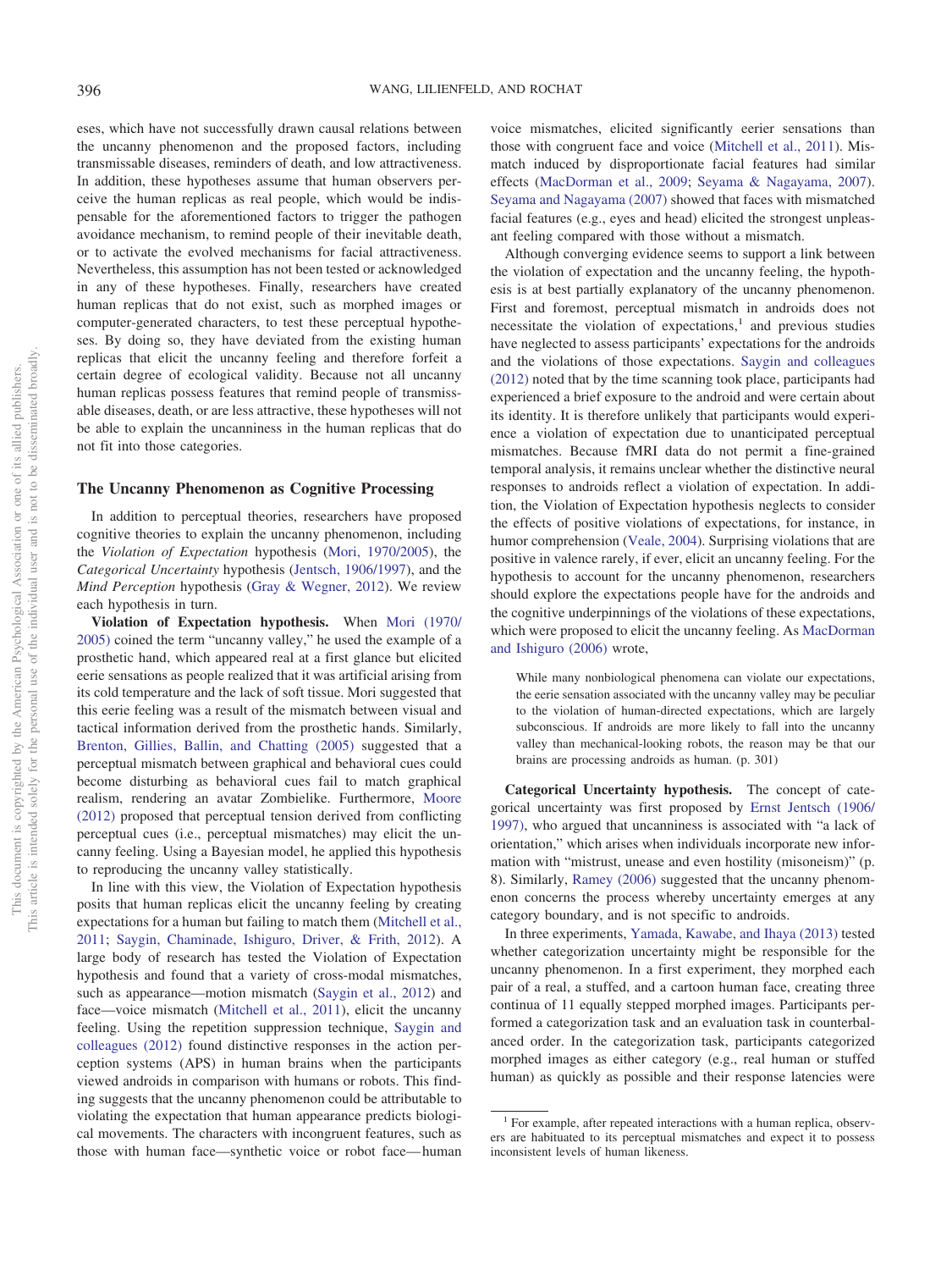eses, which have not successfully drawn causal relations between the uncanny phenomenon and the proposed factors, including transmissable diseases, reminders of death, and low attractiveness. In addition, these hypotheses assume that human observers perceive the human replicas as real people, which would be indispensable for the aforementioned factors to trigger the pathogen avoidance mechanism, to remind people of their inevitable death, or to activate the evolved mechanisms for facial attractiveness. Nevertheless, this assumption has not been tested or acknowledged in any of these hypotheses. Finally, researchers have created human replicas that do not exist, such as morphed images or computer-generated characters, to test these perceptual hypotheses. By doing so, they have deviated from the existing human replicas that elicit the uncanny feeling and therefore forfeit a certain degree of ecological validity. Because not all uncanny human replicas possess features that remind people of transmissable diseases, death, or are less attractive, these hypotheses will not be able to explain the uncanniness in the human replicas that do not fit into those categories.

## The Uncanny Phenomenon as Cognitive Processing

In addition to perceptual theories, researchers have proposed cognitive theories to explain the uncanny phenomenon, including the *Violation of Expectation* hypothesis (Mori, 1970/2005), the *Categorical Uncertainty* hypothesis (Jentsch, 1906/1997), and the *Mind Perception* hypothesis (Gray & Wegner, 2012). We review each hypothesis in turn.

**Violation of Expectation hypothesis.** When Mori (1970/2005) coined the term "uncanny valley," he used the example of a prosthetic hand, which appeared real at a first glance but elicited eerie sensations as people realized that it was artificial arising from its cold temperature and the lack of soft tissue. Mori suggested that this eerie feeling was a result of the mismatch between visual and tactical information derived from the prosthetic hands. Similarly, Brenton, Gillies, Ballin, and Chatting (2005) suggested that a perceptual mismatch between graphical and behavioral cues could become disturbing as behavioral cues fail to match graphical realism, rendering an avatar Zombielike. Furthermore, Moore (2012) proposed that perceptual tension derived from conflicting perceptual cues (i.e., perceptual mismatches) may elicit the uncanny feeling. Using a Bayesian model, he applied this hypothesis to reproducing the uncanny valley statistically.

In line with this view, the Violation of Expectation hypothesis posits that human replicas elicit the uncanny feeling by creating expectations for a human but failing to match them (Mitchell et al., 2011; Saygin, Chaminade, Ishiguro, Driver, & Frith, 2012). A large body of research has tested the Violation of Expectation hypothesis and found that a variety of cross-modal mismatches, such as appearance—motion mismatch (Saygin et al., 2012) and face—voice mismatch (Mitchell et al., 2011), elicit the uncanny feeling. Using the repetition suppression technique, Saygin and colleagues (2012) found distinctive responses in the action perception systems (APS) in human brains when the participants viewed androids in comparison with humans or robots. This finding suggests that the uncanny phenomenon could be attributable to violating the expectation that human appearance predicts biological movements. The characters with incongruent features, such as those with human face—synthetic voice or robot face—human voice mismatches, elicited significantly eerier sensations than those with congruent face and voice (Mitchell et al., 2011). Mismatch induced by disproportionate facial features had similar effects (MacDorman et al., 2009; Seyama & Nagayama, 2007). Seyama and Nagayama (2007) showed that faces with mismatched facial features (e.g., eyes and head) elicited the strongest unpleasant feeling compared with those without a mismatch.

Although converging evidence seems to support a link between the violation of expectation and the uncanny feeling, the hypothesis is at best partially explanatory of the uncanny phenomenon. First and foremost, perceptual mismatch in androids does not necessitate the violation of expectations,[1] and previous studies have neglected to assess participants' expectations for the androids and the violations of those expectations. Saygin and colleagues (2012) noted that by the time scanning took place, participants had experienced a brief exposure to the android and were certain about its identity. It is therefore unlikely that participants would experience a violation of expectation due to unanticipated perceptual mismatches. Because fMRI data do not permit a fine-grained temporal analysis, it remains unclear whether the distinctive neural responses to androids reflect a violation of expectation. In addition, the Violation of Expectation hypothesis neglects to consider the effects of positive violations of expectations, for instance, in humor comprehension (Veale, 2004). Surprising violations that are positive in valence rarely, if ever, elicit an uncanny feeling. For the hypothesis to account for the uncanny phenomenon, researchers should explore the expectations people have for the androids and the cognitive underpinnings of the violations of these expectations, which were proposed to elicit the uncanny feeling. As MacDorman and Ishiguro (2006) wrote,

> While many nonbiological phenomena can violate our expectations, the eerie sensation associated with the uncanny valley may be peculiar to the violation of human-directed expectations, which are largely subconscious. If androids are more likely to fall into the uncanny valley than mechanical-looking robots, the reason may be that our brains are processing androids as human. (p. 301)

**Categorical Uncertainty hypothesis.** The concept of categorical uncertainty was first proposed by Ernst Jentsch (1906/1997), who argued that uncanniness is associated with "a lack of orientation," which arises when individuals incorporate new information with "mistrust, unease and even hostility (misoneism)" (p. 8). Similarly, Ramey (2006) suggested that the uncanny phenomenon concerns the process whereby uncertainty emerges at any category boundary, and is not specific to androids.

In three experiments, Yamada, Kawabe, and Ihaya (2013) tested whether categorization uncertainty might be responsible for the uncanny phenomenon. In a first experiment, they morphed each pair of a real, a stuffed, and a cartoon human face, creating three continua of 11 equally stepped morphed images. Participants performed a categorization task and an evaluation task in counterbalanced order. In the categorization task, participants categorized morphed images as either category (e.g., real human or stuffed human) as quickly as possible and their response latencies were

[1] For example, after repeated interactions with a human replica, observers are habituated to its perceptual mismatches and expect it to possess inconsistent levels of human likeness.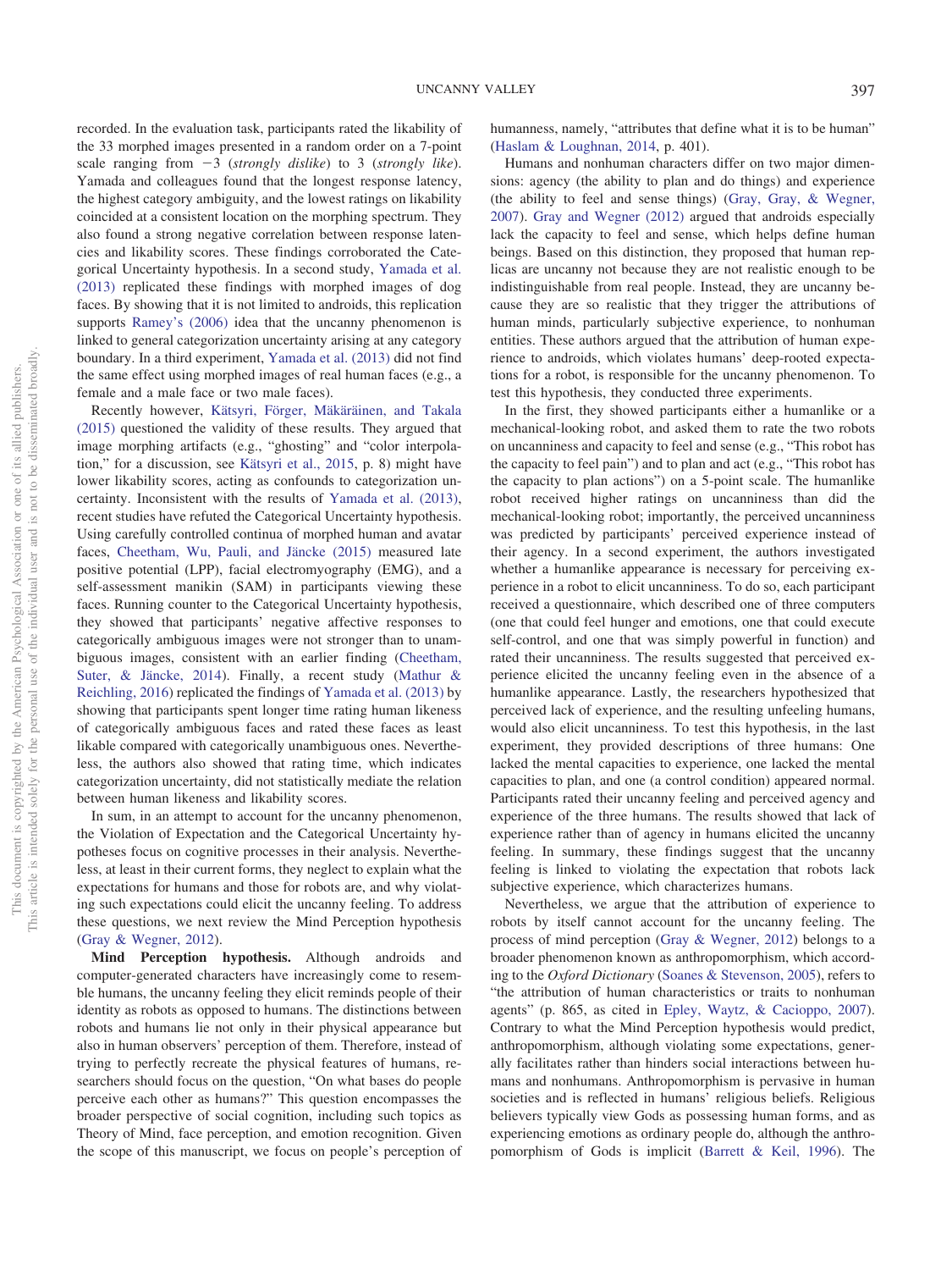recorded. In the evaluation task, participants rated the likability of the 33 morphed images presented in a random order on a 7-point scale ranging from −3 (*strongly dislike*) to 3 (*strongly like*). Yamada and colleagues found that the longest response latency, the highest category ambiguity, and the lowest ratings on likability coincided at a consistent location on the morphing spectrum. They also found a strong negative correlation between response latencies and likability scores. These findings corroborated the Categorical Uncertainty hypothesis. In a second study, Yamada et al. (2013) replicated these findings with morphed images of dog faces. By showing that it is not limited to androids, this replication supports Ramey's (2006) idea that the uncanny phenomenon is linked to general categorization uncertainty arising at any category boundary. In a third experiment, Yamada et al. (2013) did not find the same effect using morphed images of real human faces (e.g., a female and a male face or two male faces).

Recently however, Kätsyri, Förger, Mäkäräinen, and Takala (2015) questioned the validity of these results. They argued that image morphing artifacts (e.g., "ghosting" and "color interpolation," for a discussion, see Kätsyri et al., 2015, p. 8) might have lower likability scores, acting as confounds to categorization uncertainty. Inconsistent with the results of Yamada et al. (2013), recent studies have refuted the Categorical Uncertainty hypothesis. Using carefully controlled continua of morphed human and avatar faces, Cheetham, Wu, Pauli, and Jäncke (2015) measured late positive potential (LPP), facial electromyography (EMG), and a self-assessment manikin (SAM) in participants viewing these faces. Running counter to the Categorical Uncertainty hypothesis, they showed that participants' negative affective responses to categorically ambiguous images were not stronger than to unambiguous images, consistent with an earlier finding (Cheetham, Suter, & Jäncke, 2014). Finally, a recent study (Mathur & Reichling, 2016) replicated the findings of Yamada et al. (2013) by showing that participants spent longer time rating human likeness of categorically ambiguous faces and rated these faces as least likable compared with categorically unambiguous ones. Nevertheless, the authors also showed that rating time, which indicates categorization uncertainty, did not statistically mediate the relation between human likeness and likability scores.

In sum, in an attempt to account for the uncanny phenomenon, the Violation of Expectation and the Categorical Uncertainty hypotheses focus on cognitive processes in their analysis. Nevertheless, at least in their current forms, they neglect to explain what the expectations for humans and those for robots are, and why violating such expectations could elicit the uncanny feeling. To address these questions, we next review the Mind Perception hypothesis (Gray & Wegner, 2012).

**Mind Perception hypothesis.** Although androids and computer-generated characters have increasingly come to resemble humans, the uncanny feeling they elicit reminds people of their identity as robots as opposed to humans. The distinctions between robots and humans lie not only in their physical appearance but also in human observers' perception of them. Therefore, instead of trying to perfectly recreate the physical features of humans, researchers should focus on the question, "On what bases do people perceive each other as humans?" This question encompasses the broader perspective of social cognition, including such topics as Theory of Mind, face perception, and emotion recognition. Given the scope of this manuscript, we focus on people's perception of humanness, namely, "attributes that define what it is to be human" (Haslam & Loughnan, 2014, p. 401).

Humans and nonhuman characters differ on two major dimensions: agency (the ability to plan and do things) and experience (the ability to feel and sense things) (Gray, Gray, & Wegner, 2007). Gray and Wegner (2012) argued that androids especially lack the capacity to feel and sense, which helps define human beings. Based on this distinction, they proposed that human replicas are uncanny not because they are not realistic enough to be indistinguishable from real people. Instead, they are uncanny because they are so realistic that they trigger the attributions of human minds, particularly subjective experience, to nonhuman entities. These authors argued that the attribution of human experience to androids, which violates humans' deep-rooted expectations for a robot, is responsible for the uncanny phenomenon. To test this hypothesis, they conducted three experiments.

In the first, they showed participants either a humanlike or a mechanical-looking robot, and asked them to rate the two robots on uncanniness and capacity to feel and sense (e.g., "This robot has the capacity to feel pain") and to plan and act (e.g., "This robot has the capacity to plan actions") on a 5-point scale. The humanlike robot received higher ratings on uncanniness than did the mechanical-looking robot; importantly, the perceived uncanniness was predicted by participants' perceived experience instead of their agency. In a second experiment, the authors investigated whether a humanlike appearance is necessary for perceiving experience in a robot to elicit uncanniness. To do so, each participant received a questionnaire, which described one of three computers (one that could feel hunger and emotions, one that could execute self-control, and one that was simply powerful in function) and rated their uncanniness. The results suggested that perceived experience elicited the uncanny feeling even in the absence of a humanlike appearance. Lastly, the researchers hypothesized that perceived lack of experience, and the resulting unfeeling humans, would also elicit uncanniness. To test this hypothesis, in the last experiment, they provided descriptions of three humans: One lacked the mental capacities to experience, one lacked the mental capacities to plan, and one (a control condition) appeared normal. Participants rated their uncanny feeling and perceived agency and experience of the three humans. The results showed that lack of experience rather than of agency in humans elicited the uncanny feeling. In summary, these findings suggest that the uncanny feeling is linked to violating the expectation that robots lack subjective experience, which characterizes humans.

Nevertheless, we argue that the attribution of experience to robots by itself cannot account for the uncanny feeling. The process of mind perception (Gray & Wegner, 2012) belongs to a broader phenomenon known as anthropomorphism, which according to the *Oxford Dictionary* (Soanes & Stevenson, 2005), refers to "the attribution of human characteristics or traits to nonhuman agents" (p. 865, as cited in Epley, Waytz, & Cacioppo, 2007). Contrary to what the Mind Perception hypothesis would predict, anthropomorphism, although violating some expectations, generally facilitates rather than hinders social interactions between humans and nonhumans. Anthropomorphism is pervasive in human societies and is reflected in humans' religious beliefs. Religious believers typically view Gods as possessing human forms, and as experiencing emotions as ordinary people do, although the anthropomorphism of Gods is implicit (Barrett & Keil, 1996). The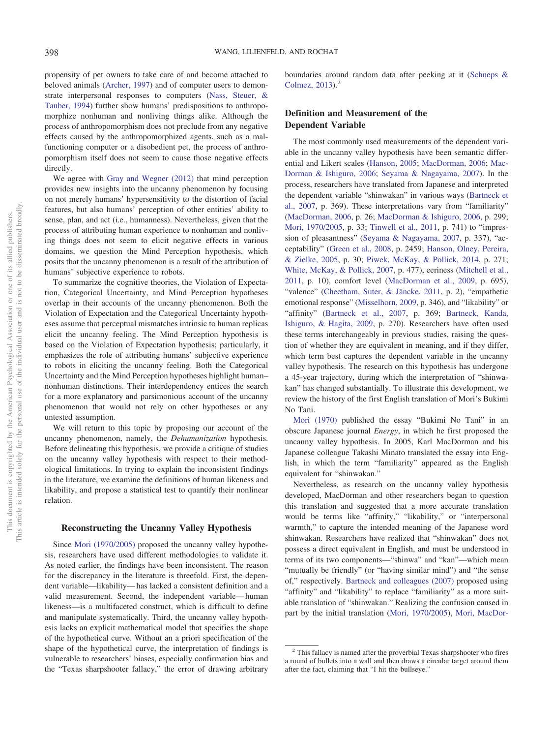propensity of pet owners to take care of and become attached to beloved animals (Archer, 1997) and of computer users to demonstrate interpersonal responses to computers (Nass, Steuer, & Tauber, 1994) further show humans' predispositions to anthropomorphize nonhuman and nonliving things alike. Although the process of anthropomorphism does not preclude from any negative effects caused by the anthropomorphized agents, such as a malfunctioning computer or a disobedient pet, the process of anthropomorphism itself does not seem to cause those negative effects directly.

We agree with Gray and Wegner (2012) that mind perception provides new insights into the uncanny phenomenon by focusing on not merely humans' hypersensitivity to the distortion of facial features, but also humans' perception of other entities' ability to sense, plan, and act (i.e., humanness). Nevertheless, given that the process of attributing human experience to nonhuman and nonliving things does not seem to elicit negative effects in various domains, we question the Mind Perception hypothesis, which posits that the uncanny phenomenon is a result of the attribution of humans' subjective experience to robots.

To summarize the cognitive theories, the Violation of Expectation, Categorical Uncertainty, and Mind Perception hypotheses overlap in their accounts of the uncanny phenomenon. Both the Violation of Expectation and the Categorical Uncertainty hypotheses assume that perceptual mismatches intrinsic to human replicas elicit the uncanny feeling. The Mind Perception hypothesis is based on the Violation of Expectation hypothesis; particularly, it emphasizes the role of attributing humans' subjective experience to robots in eliciting the uncanny feeling. Both the Categorical Uncertainty and the Mind Perception hypotheses highlight human–nonhuman distinctions. Their interdependency entices the search for a more explanatory and parsimonious account of the uncanny phenomenon that would not rely on other hypotheses or any untested assumption.

We will return to this topic by proposing our account of the uncanny phenomenon, namely, the *Dehumanization* hypothesis. Before delineating this hypothesis, we provide a critique of studies on the uncanny valley hypothesis with respect to their methodological limitations. In trying to explain the inconsistent findings in the literature, we examine the definitions of human likeness and likability, and propose a statistical test to quantify their nonlinear relation.

## Reconstructing the Uncanny Valley Hypothesis

Since Mori (1970/2005) proposed the uncanny valley hypothesis, researchers have used different methodologies to validate it. As noted earlier, the findings have been inconsistent. The reason for the discrepancy in the literature is threefold. First, the dependent variable—likability—has lacked a consistent definition and a valid measurement. Second, the independent variable—human likeness—is a multifaceted construct, which is difficult to define and manipulate systematically. Third, the uncanny valley hypothesis lacks an explicit mathematical model that specifies the shape of the hypothetical curve. Without an a priori specification of the shape of the hypothetical curve, the interpretation of findings is vulnerable to researchers' biases, especially confirmation bias and the "Texas sharpshooter fallacy," the error of drawing arbitrary boundaries around random data after peeking at it (Schneps & Colmez, 2013).[2]

### Definition and Measurement of the Dependent Variable

The most commonly used measurements of the dependent variable in the uncanny valley hypothesis have been semantic differential and Likert scales (Hanson, 2005; MacDorman, 2006; MacDorman & Ishiguro, 2006; Seyama & Nagayama, 2007). In the process, researchers have translated from Japanese and interpreted the dependent variable "shinwakan" in various ways (Bartneck et al., 2007, p. 369). These interpretations vary from "familiarity" (MacDorman, 2006, p. 26; MacDorman & Ishiguro, 2006, p. 299; Mori, 1970/2005, p. 33; Tinwell et al., 2011, p. 741) to "impression of pleasantness" (Seyama & Nagayama, 2007, p. 337), "acceptability" (Green et al., 2008, p. 2459; Hanson, Olney, Pereira, & Zielke, 2005, p. 30; Piwek, McKay, & Pollick, 2014, p. 271; White, McKay, & Pollick, 2007, p. 477), eeriness (Mitchell et al., 2011, p. 10), comfort level (MacDorman et al., 2009, p. 695), "valence" (Cheetham, Suter, & Jäncke, 2011, p. 2), "empathetic emotional response" (Misselhorn, 2009, p. 346), and "likability" or "affinity" (Bartneck et al., 2007, p. 369; Bartneck, Kanda, Ishiguro, & Hagita, 2009, p. 270). Researchers have often used these terms interchangeably in previous studies, raising the question of whether they are equivalent in meaning, and if they differ, which term best captures the dependent variable in the uncanny valley hypothesis. The research on this hypothesis has undergone a 45-year trajectory, during which the interpretation of "shinwakan" has changed substantially. To illustrate this development, we review the history of the first English translation of Mori's Bukimi No Tani.

Mori (1970) published the essay "Bukimi No Tani" in an obscure Japanese journal *Energy*, in which he first proposed the uncanny valley hypothesis. In 2005, Karl MacDorman and his Japanese colleague Takashi Minato translated the essay into English, in which the term "familiarity" appeared as the English equivalent for "shinwakan."

Nevertheless, as research on the uncanny valley hypothesis developed, MacDorman and other researchers began to question this translation and suggested that a more accurate translation would be terms like "affinity," "likability," or "interpersonal warmth," to capture the intended meaning of the Japanese word shinwakan. Researchers have realized that "shinwakan" does not possess a direct equivalent in English, and must be understood in terms of its two components—"shinwa" and "kan"—which mean "mutually be friendly" (or "having similar mind") and "the sense of," respectively. Bartneck and colleagues (2007) proposed using "affinity" and "likability" to replace "familiarity" as a more suitable translation of "shinwakan." Realizing the confusion caused in part by the initial translation (Mori, 1970/2005), Mori, MacDor-

[2] This fallacy is named after the proverbial Texas sharpshooter who fires a round of bullets into a wall and then draws a circular target around them after the fact, claiming that "I hit the bullseye."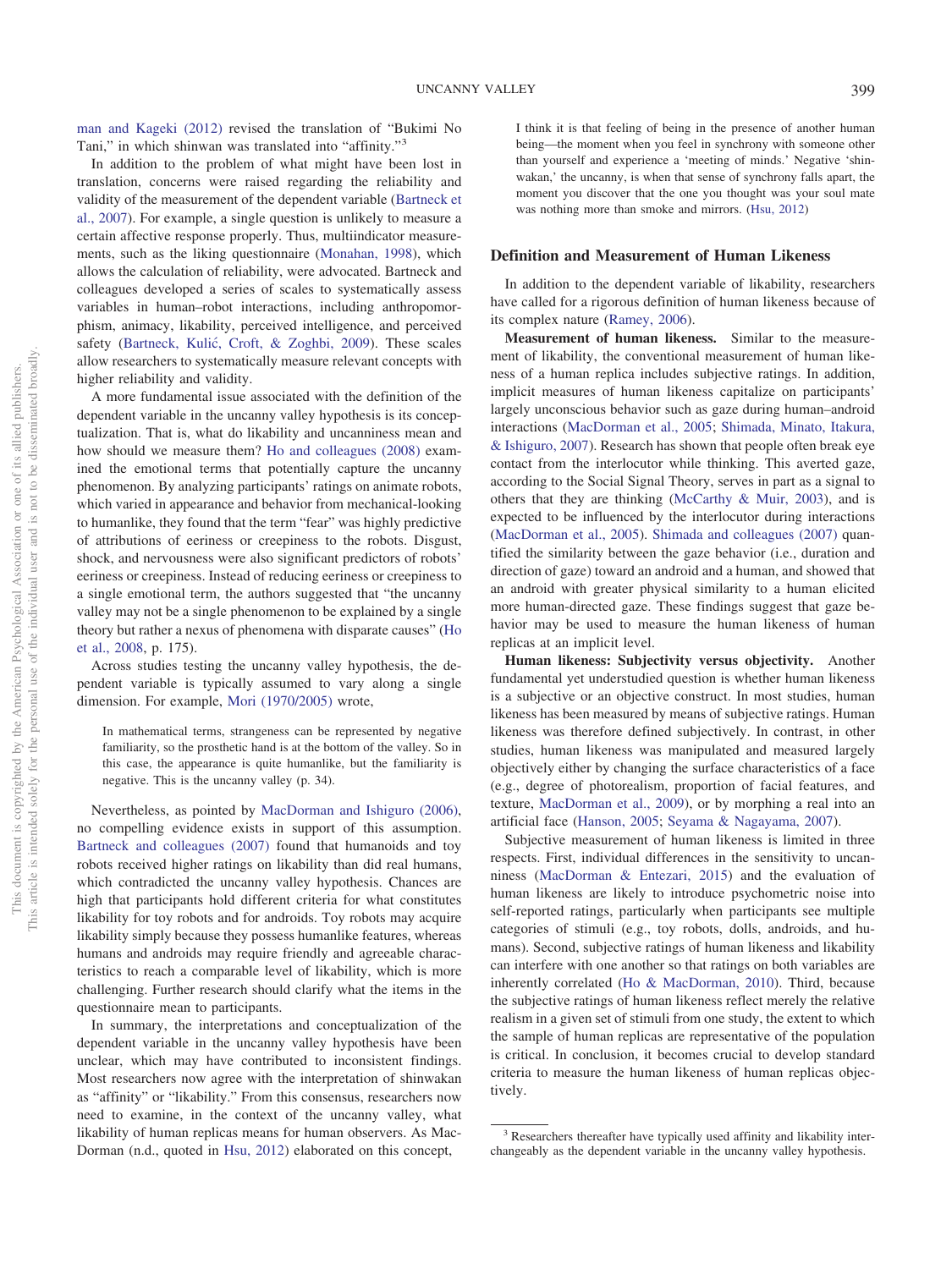man and Kageki (2012) revised the translation of "Bukimi No Tani," in which shinwan was translated into "affinity."[3]

In addition to the problem of what might have been lost in translation, concerns were raised regarding the reliability and validity of the measurement of the dependent variable (Bartneck et al., 2007). For example, a single question is unlikely to measure a certain affective response properly. Thus, multiindicator measurements, such as the liking questionnaire (Monahan, 1998), which allows the calculation of reliability, were advocated. Bartneck and colleagues developed a series of scales to systematically assess variables in human–robot interactions, including anthropomorphism, animacy, likability, perceived intelligence, and perceived safety (Bartneck, Kulić, Croft, & Zoghbi, 2009). These scales allow researchers to systematically measure relevant concepts with higher reliability and validity.

A more fundamental issue associated with the definition of the dependent variable in the uncanny valley hypothesis is its conceptualization. That is, what do likability and uncanniness mean and how should we measure them? Ho and colleagues (2008) examined the emotional terms that potentially capture the uncanny phenomenon. By analyzing participants' ratings on animate robots, which varied in appearance and behavior from mechanical-looking to humanlike, they found that the term "fear" was highly predictive of attributions of eeriness or creepiness to the robots. Disgust, shock, and nervousness were also significant predictors of robots' eeriness or creepiness. Instead of reducing eeriness or creepiness to a single emotional term, the authors suggested that "the uncanny valley may not be a single phenomenon to be explained by a single theory but rather a nexus of phenomena with disparate causes" (Ho et al., 2008, p. 175).

Across studies testing the uncanny valley hypothesis, the dependent variable is typically assumed to vary along a single dimension. For example, Mori (1970/2005) wrote,

> In mathematical terms, strangeness can be represented by negative familiarity, so the prosthetic hand is at the bottom of the valley. So in this case, the appearance is quite humanlike, but the familiarity is negative. This is the uncanny valley (p. 34).

Nevertheless, as pointed by MacDorman and Ishiguro (2006), no compelling evidence exists in support of this assumption. Bartneck and colleagues (2007) found that humanoids and toy robots received higher ratings on likability than did real humans, which contradicted the uncanny valley hypothesis. Chances are high that participants hold different criteria for what constitutes likability for toy robots and for androids. Toy robots may acquire likability simply because they possess humanlike features, whereas humans and androids may require friendly and agreeable characteristics to reach a comparable level of likability, which is more challenging. Further research should clarify what the items in the questionnaire mean to participants.

In summary, the interpretations and conceptualization of the dependent variable in the uncanny valley hypothesis have been unclear, which may have contributed to inconsistent findings. Most researchers now agree with the interpretation of shinwakan as "affinity" or "likability." From this consensus, researchers now need to examine, in the context of the uncanny valley, what likability of human replicas means for human observers. As MacDorman (n.d., quoted in Hsu, 2012) elaborated on this concept,

> I think it is that feeling of being in the presence of another human being—the moment when you feel in synchrony with someone other than yourself and experience a 'meeting of minds.' Negative 'shinwakan,' the uncanny, is when that sense of synchrony falls apart, the moment you discover that the one you thought was your soul mate was nothing more than smoke and mirrors. (Hsu, 2012)

## Definition and Measurement of Human Likeness

In addition to the dependent variable of likability, researchers have called for a rigorous definition of human likeness because of its complex nature (Ramey, 2006).

**Measurement of human likeness.** Similar to the measurement of likability, the conventional measurement of human likeness of a human replica includes subjective ratings. In addition, implicit measures of human likeness capitalize on participants' largely unconscious behavior such as gaze during human–android interactions (MacDorman et al., 2005; Shimada, Minato, Itakura, & Ishiguro, 2007). Research has shown that people often break eye contact from the interlocutor while thinking. This averted gaze, according to the Social Signal Theory, serves in part as a signal to others that they are thinking (McCarthy & Muir, 2003), and is expected to be influenced by the interlocutor during interactions (MacDorman et al., 2005). Shimada and colleagues (2007) quantified the similarity between the gaze behavior (i.e., duration and direction of gaze) toward an android and a human, and showed that an android with greater physical similarity to a human elicited more human-directed gaze. These findings suggest that gaze behavior may be used to measure the human likeness of human replicas at an implicit level.

**Human likeness: Subjectivity versus objectivity.** Another fundamental yet understudied question is whether human likeness is a subjective or an objective construct. In most studies, human likeness has been measured by means of subjective ratings. Human likeness was therefore defined subjectively. In contrast, in other studies, human likeness was manipulated and measured largely objectively either by changing the surface characteristics of a face (e.g., degree of photorealism, proportion of facial features, and texture, MacDorman et al., 2009), or by morphing a real into an artificial face (Hanson, 2005; Seyama & Nagayama, 2007).

Subjective measurement of human likeness is limited in three respects. First, individual differences in the sensitivity to uncanniness (MacDorman & Entezari, 2015) and the evaluation of human likeness are likely to introduce psychometric noise into self-reported ratings, particularly when participants see multiple categories of stimuli (e.g., toy robots, dolls, androids, and humans). Second, subjective ratings of human likeness and likability can interfere with one another so that ratings on both variables are inherently correlated (Ho & MacDorman, 2010). Third, because the subjective ratings of human likeness reflect merely the relative realism in a given set of stimuli from one study, the extent to which the sample of human replicas are representative of the population is critical. In conclusion, it becomes crucial to develop standard criteria to measure the human likeness of human replicas objectively.

[3] Researchers thereafter have typically used affinity and likability interchangeably as the dependent variable in the uncanny valley hypothesis.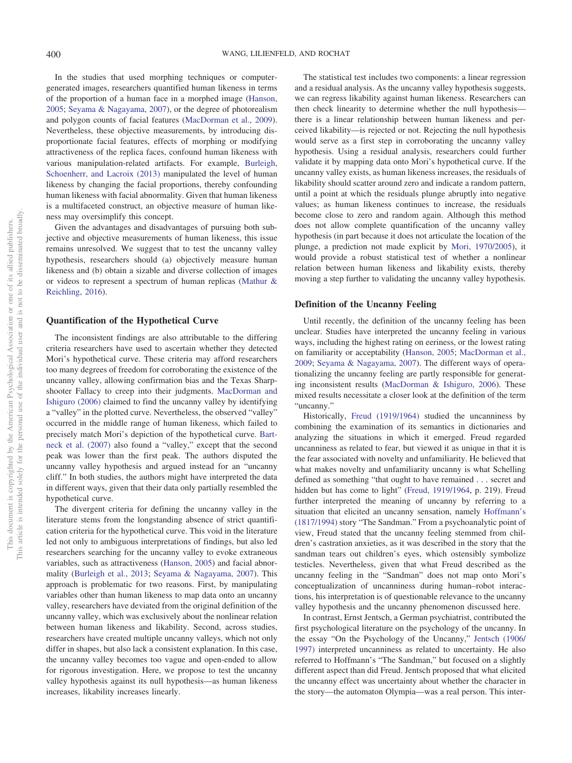In the studies that used morphing techniques or computer-generated images, researchers quantified human likeness in terms of the proportion of a human face in a morphed image (Hanson, 2005; Seyama & Nagayama, 2007), or the degree of photorealism and polygon counts of facial features (MacDorman et al., 2009). Nevertheless, these objective measurements, by introducing disproportionate facial features, effects of morphing or modifying attractiveness of the replica faces, confound human likeness with various manipulation-related artifacts. For example, Burleigh, Schoenherr, and Lacroix (2013) manipulated the level of human likeness by changing the facial proportions, thereby confounding human likeness with facial abnormality. Given that human likeness is a multifaceted construct, an objective measure of human likeness may oversimplify this concept.

Given the advantages and disadvantages of pursuing both subjective and objective measurements of human likeness, this issue remains unresolved. We suggest that to test the uncanny valley hypothesis, researchers should (a) objectively measure human likeness and (b) obtain a sizable and diverse collection of images or videos to represent a spectrum of human replicas (Mathur & Reichling, 2016).

## Quantification of the Hypothetical Curve

The inconsistent findings are also attributable to the differing criteria researchers have used to ascertain whether they detected Mori's hypothetical curve. These criteria may afford researchers too many degrees of freedom for corroborating the existence of the uncanny valley, allowing confirmation bias and the Texas Sharpshooter Fallacy to creep into their judgments. MacDorman and Ishiguro (2006) claimed to find the uncanny valley by identifying a "valley" in the plotted curve. Nevertheless, the observed "valley" occurred in the middle range of human likeness, which failed to precisely match Mori's depiction of the hypothetical curve. Bartneck et al. (2007) also found a "valley," except that the second peak was lower than the first peak. The authors disputed the uncanny valley hypothesis and argued instead for an "uncanny cliff." In both studies, the authors might have interpreted the data in different ways, given that their data only partially resembled the hypothetical curve.

The divergent criteria for defining the uncanny valley in the literature stems from the longstanding absence of strict quantification criteria for the hypothetical curve. This void in the literature led not only to ambiguous interpretations of findings, but also led researchers searching for the uncanny valley to evoke extraneous variables, such as attractiveness (Hanson, 2005) and facial abnormality (Burleigh et al., 2013; Seyama & Nagayama, 2007). This approach is problematic for two reasons. First, by manipulating variables other than human likeness to map data onto an uncanny valley, researchers have deviated from the original definition of the uncanny valley, which was exclusively about the nonlinear relation between human likeness and likability. Second, across studies, researchers have created multiple uncanny valleys, which not only differ in shapes, but also lack a consistent explanation. In this case, the uncanny valley becomes too vague and open-ended to allow for rigorous investigation. Here, we propose to test the uncanny valley hypothesis against its null hypothesis—as human likeness increases, likability increases linearly.

The statistical test includes two components: a linear regression and a residual analysis. As the uncanny valley hypothesis suggests, we can regress likability against human likeness. Researchers can then check linearity to determine whether the null hypothesis—there is a linear relationship between human likeness and perceived likability—is rejected or not. Rejecting the null hypothesis would serve as a first step in corroborating the uncanny valley hypothesis. Using a residual analysis, researchers could further validate it by mapping data onto Mori's hypothetical curve. If the uncanny valley exists, as human likeness increases, the residuals of likability should scatter around zero and indicate a random pattern, until a point at which the residuals plunge abruptly into negative values; as human likeness continues to increase, the residuals become close to zero and random again. Although this method does not allow complete quantification of the uncanny valley hypothesis (in part because it does not articulate the location of the plunge, a prediction not made explicit by Mori, 1970/2005), it would provide a robust statistical test of whether a nonlinear relation between human likeness and likability exists, thereby moving a step further to validating the uncanny valley hypothesis.

## Definition of the Uncanny Feeling

Until recently, the definition of the uncanny feeling has been unclear. Studies have interpreted the uncanny feeling in various ways, including the highest rating on eeriness, or the lowest rating on familiarity or acceptability (Hanson, 2005; MacDorman et al., 2009; Seyama & Nagayama, 2007). The different ways of operationalizing the uncanny feeling are partly responsible for generating inconsistent results (MacDorman & Ishiguro, 2006). These mixed results necessitate a closer look at the definition of the term "uncanny."

Historically, Freud (1919/1964) studied the uncanniness by combining the examination of its semantics in dictionaries and analyzing the situations in which it emerged. Freud regarded uncanniness as related to fear, but viewed it as unique in that it is the fear associated with novelty and unfamiliarity. He believed that what makes novelty and unfamiliarity uncanny is what Schelling defined as something "that ought to have remained . . . secret and hidden but has come to light" (Freud, 1919/1964, p. 219). Freud further interpreted the meaning of uncanny by referring to a situation that elicited an uncanny sensation, namely Hoffmann's (1817/1994) story "The Sandman." From a psychoanalytic point of view, Freud stated that the uncanny feeling stemmed from children's castration anxieties, as it was described in the story that the sandman tears out children's eyes, which ostensibly symbolize testicles. Nevertheless, given that what Freud described as the uncanny feeling in the "Sandman" does not map onto Mori's conceptualization of uncanniness during human–robot interactions, his interpretation is of questionable relevance to the uncanny valley hypothesis and the uncanny phenomenon discussed here.

In contrast, Ernst Jentsch, a German psychiatrist, contributed the first psychological literature on the psychology of the uncanny. In the essay "On the Psychology of the Uncanny," Jentsch (1906/1997) interpreted uncanniness as related to uncertainty. He also referred to Hoffmann's "The Sandman," but focused on a slightly different aspect than did Freud. Jentsch proposed that what elicited the uncanny effect was uncertainty about whether the character in the story—the automaton Olympia—was a real person. This inter-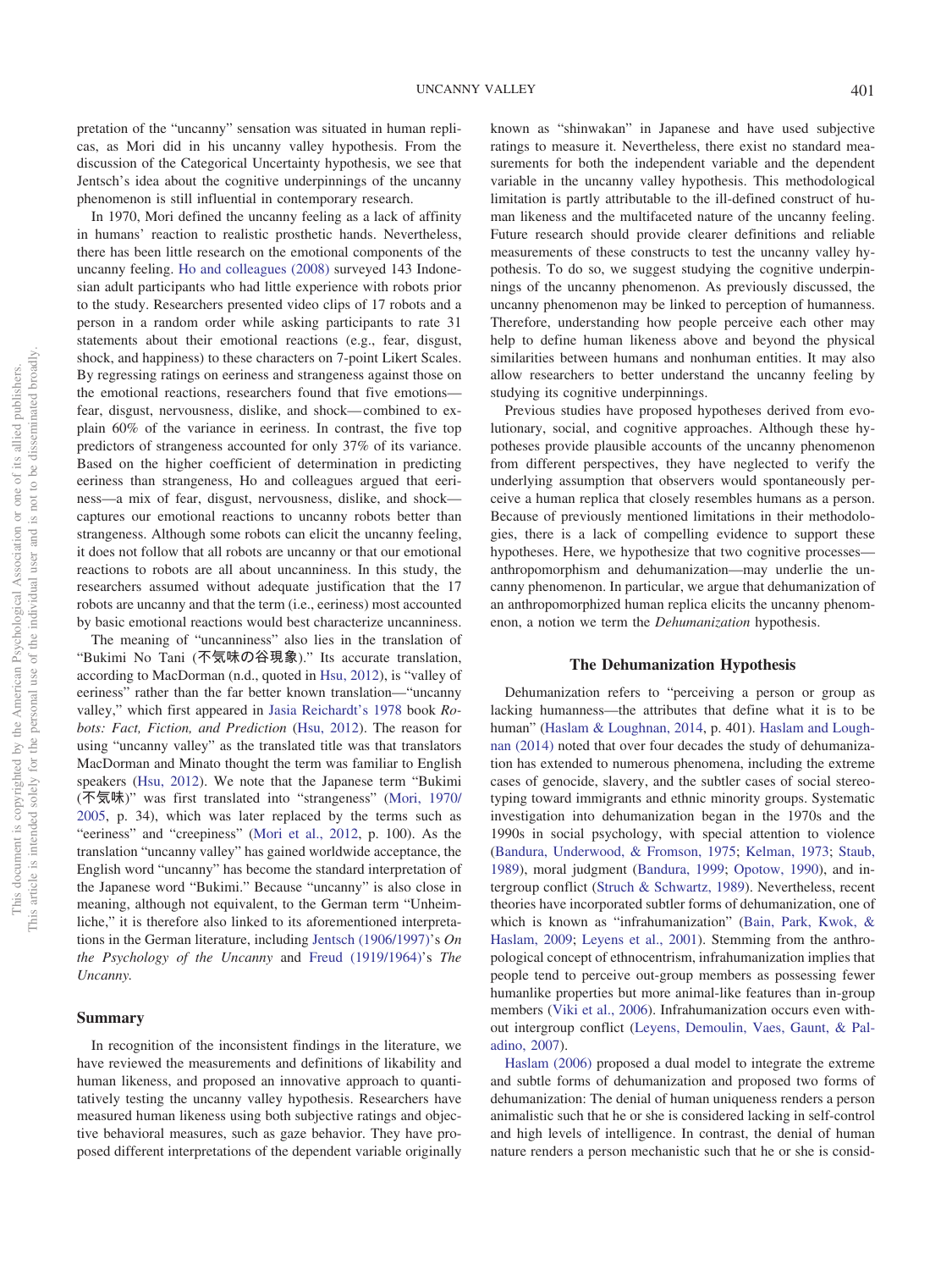pretation of the "uncanny" sensation was situated in human replicas, as Mori did in his uncanny valley hypothesis. From the discussion of the Categorical Uncertainty hypothesis, we see that Jentsch's idea about the cognitive underpinnings of the uncanny phenomenon is still influential in contemporary research.

In 1970, Mori defined the uncanny feeling as a lack of affinity in humans' reaction to realistic prosthetic hands. Nevertheless, there has been little research on the emotional components of the uncanny feeling. Ho and colleagues (2008) surveyed 143 Indonesian adult participants who had little experience with robots prior to the study. Researchers presented video clips of 17 robots and a person in a random order while asking participants to rate 31 statements about their emotional reactions (e.g., fear, disgust, shock, and happiness) to these characters on 7-point Likert Scales. By regressing ratings on eeriness and strangeness against those on the emotional reactions, researchers found that five emotions—fear, disgust, nervousness, dislike, and shock—combined to explain 60% of the variance in eeriness. In contrast, the five top predictors of strangeness accounted for only 37% of its variance. Based on the higher coefficient of determination in predicting eeriness than strangeness, Ho and colleagues argued that eeriness—a mix of fear, disgust, nervousness, dislike, and shock—captures our emotional reactions to uncanny robots better than strangeness. Although some robots can elicit the uncanny feeling, it does not follow that all robots are uncanny or that our emotional reactions to robots are all about uncanniness. In this study, the researchers assumed without adequate justification that the 17 robots are uncanny and that the term (i.e., eeriness) most accounted by basic emotional reactions would best characterize uncanniness.

The meaning of "uncanniness" also lies in the translation of "Bukimi No Tani (不気味の谷現象)." Its accurate translation, according to MacDorman (n.d., quoted in Hsu, 2012), is "valley of eeriness" rather than the far better known translation—"uncanny valley," which first appeared in Jasia Reichardt's 1978 book *Robots: Fact, Fiction, and Prediction* (Hsu, 2012). The reason for using "uncanny valley" as the translated title was that translators MacDorman and Minato thought the term was familiar to English speakers (Hsu, 2012). We note that the Japanese term "Bukimi (不気味)" was first translated into "strangeness" (Mori, 1970/2005, p. 34), which was later replaced by the terms such as "eeriness" and "creepiness" (Mori et al., 2012, p. 100). As the translation "uncanny valley" has gained worldwide acceptance, the English word "uncanny" has become the standard interpretation of the Japanese word "Bukimi." Because "uncanny" is also close in meaning, although not equivalent, to the German term "Unheimliche," it is therefore also linked to its aforementioned interpretations in the German literature, including Jentsch (1906/1997)'s *On the Psychology of the Uncanny* and Freud (1919/1964)'s *The Uncanny.*

## Summary

In recognition of the inconsistent findings in the literature, we have reviewed the measurements and definitions of likability and human likeness, and proposed an innovative approach to quantitatively testing the uncanny valley hypothesis. Researchers have measured human likeness using both subjective ratings and objective behavioral measures, such as gaze behavior. They have proposed different interpretations of the dependent variable originally known as "shinwakan" in Japanese and have used subjective ratings to measure it. Nevertheless, there exist no standard measurements for both the independent variable and the dependent variable in the uncanny valley hypothesis. This methodological limitation is partly attributable to the ill-defined construct of human likeness and the multifaceted nature of the uncanny feeling. Future research should provide clearer definitions and reliable measurements of these constructs to test the uncanny valley hypothesis. To do so, we suggest studying the cognitive underpinnings of the uncanny phenomenon. As previously discussed, the uncanny phenomenon may be linked to perception of humanness. Therefore, understanding how people perceive each other may help to define human likeness above and beyond the physical similarities between humans and nonhuman entities. It may also allow researchers to better understand the uncanny feeling by studying its cognitive underpinnings.

Previous studies have proposed hypotheses derived from evolutionary, social, and cognitive approaches. Although these hypotheses provide plausible accounts of the uncanny phenomenon from different perspectives, they have neglected to verify the underlying assumption that observers would spontaneously perceive a human replica that closely resembles humans as a person. Because of previously mentioned limitations in their methodologies, there is a lack of compelling evidence to support these hypotheses. Here, we hypothesize that two cognitive processes—anthropomorphism and dehumanization—may underlie the uncanny phenomenon. In particular, we argue that dehumanization of an anthropomorphized human replica elicits the uncanny phenomenon, a notion we term the *Dehumanization* hypothesis.

## The Dehumanization Hypothesis

Dehumanization refers to "perceiving a person or group as lacking humanness—the attributes that define what it is to be human" (Haslam & Loughnan, 2014, p. 401). Haslam and Loughnan (2014) noted that over four decades the study of dehumanization has extended to numerous phenomena, including the extreme cases of genocide, slavery, and the subtler cases of social stereotyping toward immigrants and ethnic minority groups. Systematic investigation into dehumanization began in the 1970s and the 1990s in social psychology, with special attention to violence (Bandura, Underwood, & Fromson, 1975; Kelman, 1973; Staub, 1989), moral judgment (Bandura, 1999; Opotow, 1990), and intergroup conflict (Struch & Schwartz, 1989). Nevertheless, recent theories have incorporated subtler forms of dehumanization, one of which is known as "infrahumanization" (Bain, Park, Kwok, & Haslam, 2009; Leyens et al., 2001). Stemming from the anthropological concept of ethnocentrism, infrahumanization implies that people tend to perceive out-group members as possessing fewer humanlike properties but more animal-like features than in-group members (Viki et al., 2006). Infrahumanization occurs even without intergroup conflict (Leyens, Demoulin, Vaes, Gaunt, & Paladino, 2007).

Haslam (2006) proposed a dual model to integrate the extreme and subtle forms of dehumanization and proposed two forms of dehumanization: The denial of human uniqueness renders a person animalistic such that he or she is considered lacking in self-control and high levels of intelligence. In contrast, the denial of human nature renders a person mechanistic such that he or she is consid-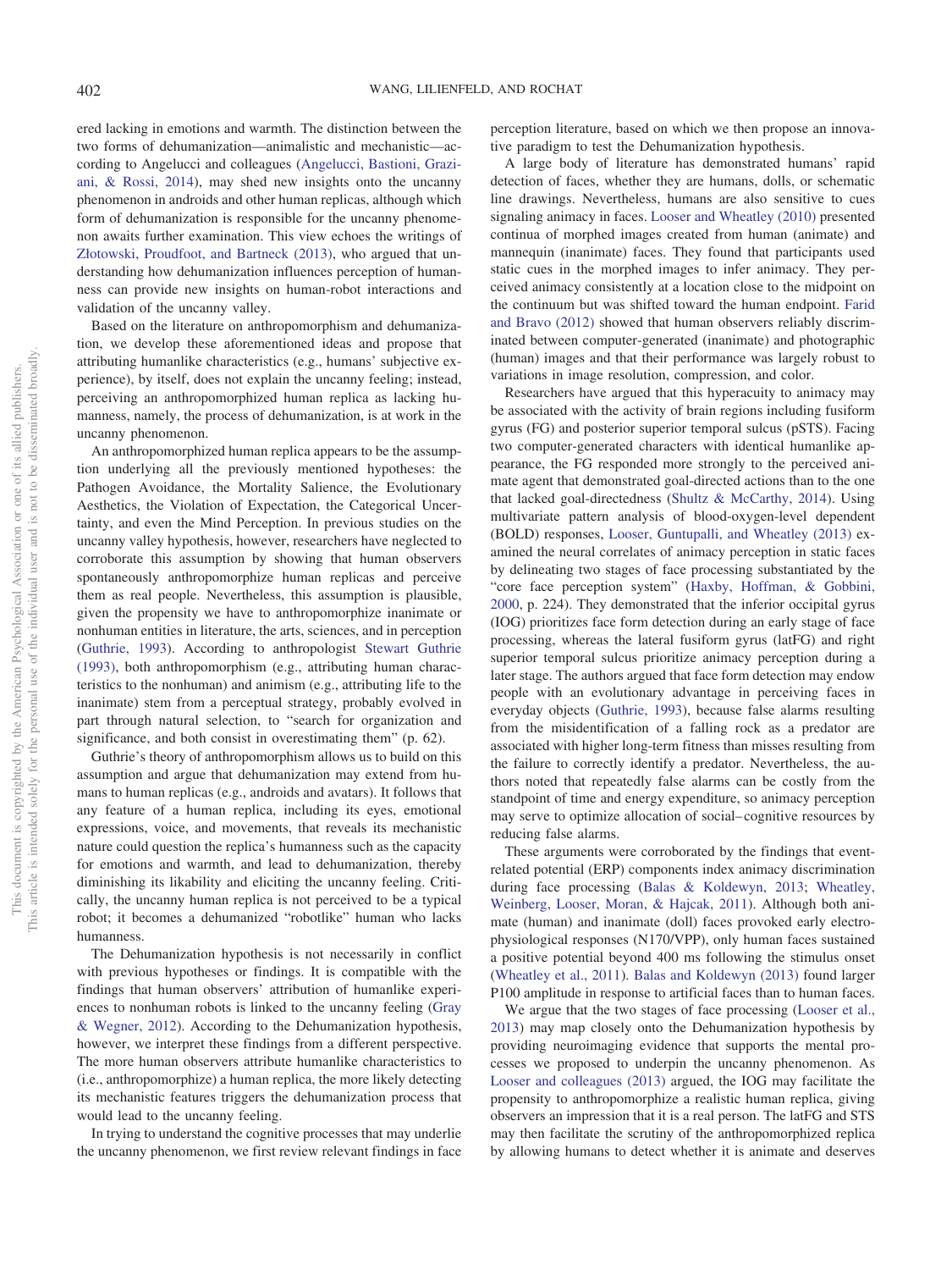ered lacking in emotions and warmth. The distinction between the two forms of dehumanization—animalistic and mechanistic—according to Angelucci and colleagues (Angelucci, Bastioni, Graziani, & Rossi, 2014), may shed new insights onto the uncanny phenomenon in androids and other human replicas, although which form of dehumanization is responsible for the uncanny phenomenon awaits further examination. This view echoes the writings of Złotowski, Proudfoot, and Bartneck (2013), who argued that understanding how dehumanization influences perception of humanness can provide new insights on human-robot interactions and validation of the uncanny valley.

Based on the literature on anthropomorphism and dehumanization, we develop these aforementioned ideas and propose that attributing humanlike characteristics (e.g., humans' subjective experience), by itself, does not explain the uncanny feeling; instead, perceiving an anthropomorphized human replica as lacking humanness, namely, the process of dehumanization, is at work in the uncanny phenomenon.

An anthropomorphized human replica appears to be the assumption underlying all the previously mentioned hypotheses: the Pathogen Avoidance, the Mortality Salience, the Evolutionary Aesthetics, the Violation of Expectation, the Categorical Uncertainty, and even the Mind Perception. In previous studies on the uncanny valley hypothesis, however, researchers have neglected to corroborate this assumption by showing that human observers spontaneously anthropomorphize human replicas and perceive them as real people. Nevertheless, this assumption is plausible, given the propensity we have to anthropomorphize inanimate or nonhuman entities in literature, the arts, sciences, and in perception (Guthrie, 1993). According to anthropologist Stewart Guthrie (1993), both anthropomorphism (e.g., attributing human characteristics to the nonhuman) and animism (e.g., attributing life to the inanimate) stem from a perceptual strategy, probably evolved in part through natural selection, to "search for organization and significance, and both consist in overestimating them" (p. 62).

Guthrie's theory of anthropomorphism allows us to build on this assumption and argue that dehumanization may extend from humans to human replicas (e.g., androids and avatars). It follows that any feature of a human replica, including its eyes, emotional expressions, voice, and movements, that reveals its mechanistic nature could question the replica's humanness such as the capacity for emotions and warmth, and lead to dehumanization, thereby diminishing its likability and eliciting the uncanny feeling. Critically, the uncanny human replica is not perceived to be a typical robot; it becomes a dehumanized "robotlike" human who lacks humanness.

The Dehumanization hypothesis is not necessarily in conflict with previous hypotheses or findings. It is compatible with the findings that human observers' attribution of humanlike experiences to nonhuman robots is linked to the uncanny feeling (Gray & Wegner, 2012). According to the Dehumanization hypothesis, however, we interpret these findings from a different perspective. The more human observers attribute humanlike characteristics to (i.e., anthropomorphize) a human replica, the more likely detecting its mechanistic features triggers the dehumanization process that would lead to the uncanny feeling.

In trying to understand the cognitive processes that may underlie the uncanny phenomenon, we first review relevant findings in face perception literature, based on which we then propose an innovative paradigm to test the Dehumanization hypothesis.

A large body of literature has demonstrated humans' rapid detection of faces, whether they are humans, dolls, or schematic line drawings. Nevertheless, humans are also sensitive to cues signaling animacy in faces. Looser and Wheatley (2010) presented continua of morphed images created from human (animate) and mannequin (inanimate) faces. They found that participants used static cues in the morphed images to infer animacy. They perceived animacy consistently at a location close to the midpoint on the continuum but was shifted toward the human endpoint. Farid and Bravo (2012) showed that human observers reliably discriminated between computer-generated (inanimate) and photographic (human) images and that their performance was largely robust to variations in image resolution, compression, and color.

Researchers have argued that this hyperacuity to animacy may be associated with the activity of brain regions including fusiform gyrus (FG) and posterior superior temporal sulcus (pSTS). Facing two computer-generated characters with identical humanlike appearance, the FG responded more strongly to the perceived animate agent that demonstrated goal-directed actions than to the one that lacked goal-directedness (Shultz & McCarthy, 2014). Using multivariate pattern analysis of blood-oxygen-level dependent (BOLD) responses, Looser, Guntupalli, and Wheatley (2013) examined the neural correlates of animacy perception in static faces by delineating two stages of face processing substantiated by the "core face perception system" (Haxby, Hoffman, & Gobbini, 2000, p. 224). They demonstrated that the inferior occipital gyrus (IOG) prioritizes face form detection during an early stage of face processing, whereas the lateral fusiform gyrus (latFG) and right superior temporal sulcus prioritize animacy perception during a later stage. The authors argued that face form detection may endow people with an evolutionary advantage in perceiving faces in everyday objects (Guthrie, 1993), because false alarms resulting from the misidentification of a falling rock as a predator are associated with higher long-term fitness than misses resulting from the failure to correctly identify a predator. Nevertheless, the authors noted that repeatedly false alarms can be costly from the standpoint of time and energy expenditure, so animacy perception may serve to optimize allocation of social–cognitive resources by reducing false alarms.

These arguments were corroborated by the findings that event-related potential (ERP) components index animacy discrimination during face processing (Balas & Koldewyn, 2013; Wheatley, Weinberg, Looser, Moran, & Hajcak, 2011). Although both animate (human) and inanimate (doll) faces provoked early electrophysiological responses (N170/VPP), only human faces sustained a positive potential beyond 400 ms following the stimulus onset (Wheatley et al., 2011). Balas and Koldewyn (2013) found larger P100 amplitude in response to artificial faces than to human faces.

We argue that the two stages of face processing (Looser et al., 2013) may map closely onto the Dehumanization hypothesis by providing neuroimaging evidence that supports the mental processes we proposed to underpin the uncanny phenomenon. As Looser and colleagues (2013) argued, the IOG may facilitate the propensity to anthropomorphize a realistic human replica, giving observers an impression that it is a real person. The latFG and STS may then facilitate the scrutiny of the anthropomorphized replica by allowing humans to detect whether it is animate and deserves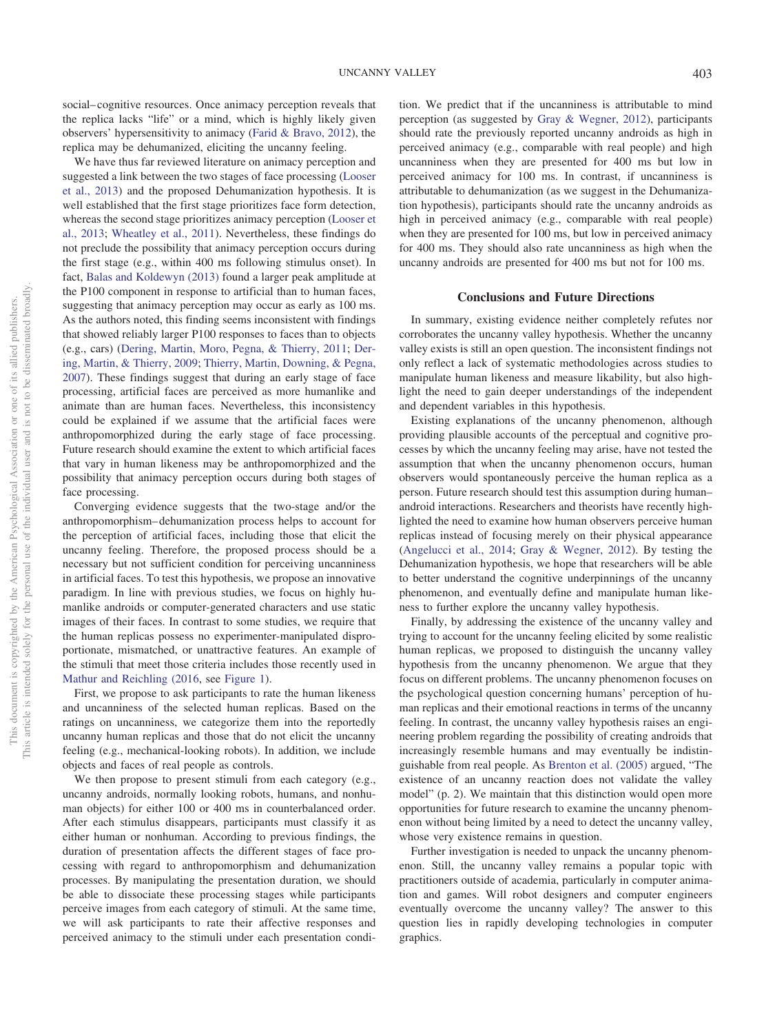social–cognitive resources. Once animacy perception reveals that the replica lacks "life" or a mind, which is highly likely given observers' hypersensitivity to animacy (Farid & Bravo, 2012), the replica may be dehumanized, eliciting the uncanny feeling.

We have thus far reviewed literature on animacy perception and suggested a link between the two stages of face processing (Looser et al., 2013) and the proposed Dehumanization hypothesis. It is well established that the first stage prioritizes face form detection, whereas the second stage prioritizes animacy perception (Looser et al., 2013; Wheatley et al., 2011). Nevertheless, these findings do not preclude the possibility that animacy perception occurs during the first stage (e.g., within 400 ms following stimulus onset). In fact, Balas and Koldewyn (2013) found a larger peak amplitude at the P100 component in response to artificial than to human faces, suggesting that animacy perception may occur as early as 100 ms. As the authors noted, this finding seems inconsistent with findings that showed reliably larger P100 responses to faces than to objects (e.g., cars) (Dering, Martin, Moro, Pegna, & Thierry, 2011; Dering, Martin, & Thierry, 2009; Thierry, Martin, Downing, & Pegna, 2007). These findings suggest that during an early stage of face processing, artificial faces are perceived as more humanlike and animate than are human faces. Nevertheless, this inconsistency could be explained if we assume that the artificial faces were anthropomorphized during the early stage of face processing. Future research should examine the extent to which artificial faces that vary in human likeness may be anthropomorphized and the possibility that animacy perception occurs during both stages of face processing.

Converging evidence suggests that the two-stage and/or the anthropomorphism–dehumanization process helps to account for the perception of artificial faces, including those that elicit the uncanny feeling. Therefore, the proposed process should be a necessary but not sufficient condition for perceiving uncanniness in artificial faces. To test this hypothesis, we propose an innovative paradigm. In line with previous studies, we focus on highly humanlike androids or computer-generated characters and use static images of their faces. In contrast to some studies, we require that the human replicas possess no experimenter-manipulated disproportionate, mismatched, or unattractive features. An example of the stimuli that meet those criteria includes those recently used in Mathur and Reichling (2016, see Figure 1).

First, we propose to ask participants to rate the human likeness and uncanniness of the selected human replicas. Based on the ratings on uncanniness, we categorize them into the reportedly uncanny human replicas and those that do not elicit the uncanny feeling (e.g., mechanical-looking robots). In addition, we include objects and faces of real people as controls.

We then propose to present stimuli from each category (e.g., uncanny androids, normally looking robots, humans, and nonhuman objects) for either 100 or 400 ms in counterbalanced order. After each stimulus disappears, participants must classify it as either human or nonhuman. According to previous findings, the duration of presentation affects the different stages of face processing with regard to anthropomorphism and dehumanization processes. By manipulating the presentation duration, we should be able to dissociate these processing stages while participants perceive images from each category of stimuli. At the same time, we will ask participants to rate their affective responses and perceived animacy to the stimuli under each presentation condition. We predict that if the uncanniness is attributable to mind perception (as suggested by Gray & Wegner, 2012), participants should rate the previously reported uncanny androids as high in perceived animacy (e.g., comparable with real people) and high uncanniness when they are presented for 400 ms but low in perceived animacy for 100 ms. In contrast, if uncanniness is attributable to dehumanization (as we suggest in the Dehumanization hypothesis), participants should rate the uncanny androids as high in perceived animacy (e.g., comparable with real people) when they are presented for 100 ms, but low in perceived animacy for 400 ms. They should also rate uncanniness as high when the uncanny androids are presented for 400 ms but not for 100 ms.

## Conclusions and Future Directions

In summary, existing evidence neither completely refutes nor corroborates the uncanny valley hypothesis. Whether the uncanny valley exists is still an open question. The inconsistent findings not only reflect a lack of systematic methodologies across studies to manipulate human likeness and measure likability, but also highlight the need to gain deeper understandings of the independent and dependent variables in this hypothesis.

Existing explanations of the uncanny phenomenon, although providing plausible accounts of the perceptual and cognitive processes by which the uncanny feeling may arise, have not tested the assumption that when the uncanny phenomenon occurs, human observers would spontaneously perceive the human replica as a person. Future research should test this assumption during human–android interactions. Researchers and theorists have recently highlighted the need to examine how human observers perceive human replicas instead of focusing merely on their physical appearance (Angelucci et al., 2014; Gray & Wegner, 2012). By testing the Dehumanization hypothesis, we hope that researchers will be able to better understand the cognitive underpinnings of the uncanny phenomenon, and eventually define and manipulate human likeness to further explore the uncanny valley hypothesis.

Finally, by addressing the existence of the uncanny valley and trying to account for the uncanny feeling elicited by some realistic human replicas, we proposed to distinguish the uncanny valley hypothesis from the uncanny phenomenon. We argue that they focus on different problems. The uncanny phenomenon focuses on the psychological question concerning humans' perception of human replicas and their emotional reactions in terms of the uncanny feeling. In contrast, the uncanny valley hypothesis raises an engineering problem regarding the possibility of creating androids that increasingly resemble humans and may eventually be indistinguishable from real people. As Brenton et al. (2005) argued, "The existence of an uncanny reaction does not validate the valley model" (p. 2). We maintain that this distinction would open more opportunities for future research to examine the uncanny phenomenon without being limited by a need to detect the uncanny valley, whose very existence remains in question.

Further investigation is needed to unpack the uncanny phenomenon. Still, the uncanny valley remains a popular topic with practitioners outside of academia, particularly in computer animation and games. Will robot designers and computer engineers eventually overcome the uncanny valley? The answer to this question lies in rapidly developing technologies in computer graphics.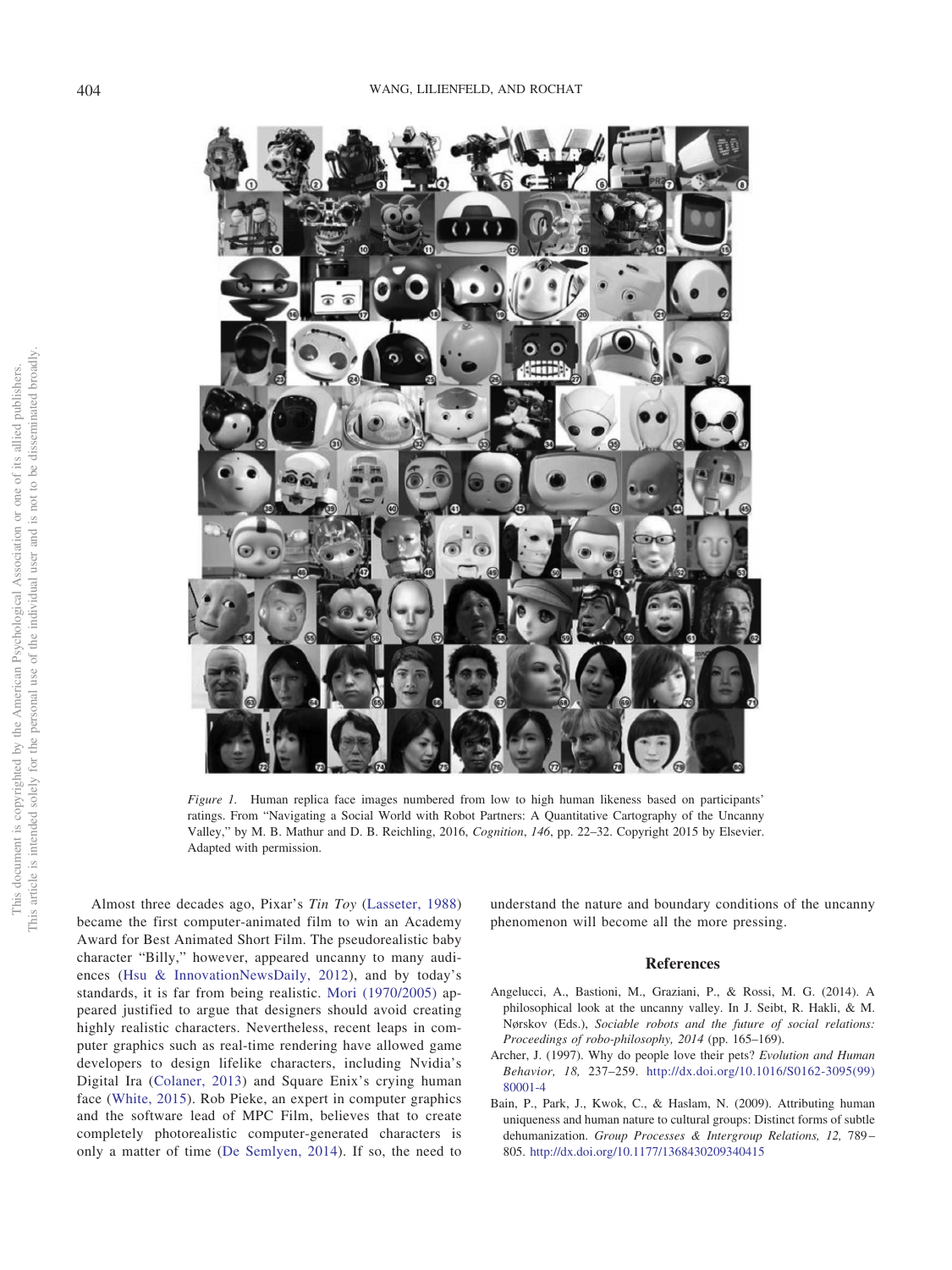*Figure 1.* Human replica face images numbered from low to high human likeness based on participants' ratings. From "Navigating a Social World with Robot Partners: A Quantitative Cartography of the Uncanny Valley," by M. B. Mathur and D. B. Reichling, 2016, *Cognition*, *146*, pp. 22–32. Copyright 2015 by Elsevier. Adapted with permission.

Almost three decades ago, Pixar's *Tin Toy* (Lasseter, 1988) became the first computer-animated film to win an Academy Award for Best Animated Short Film. The pseudorealistic baby character "Billy," however, appeared uncanny to many audiences (Hsu & InnovationNewsDaily, 2012), and by today's standards, it is far from being realistic. Mori (1970/2005) appeared justified to argue that designers should avoid creating highly realistic characters. Nevertheless, recent leaps in computer graphics such as real-time rendering have allowed game developers to design lifelike characters, including Nvidia's Digital Ira (Colaner, 2013) and Square Enix's crying human face (White, 2015). Rob Pieke, an expert in computer graphics and the software lead of MPC Film, believes that to create completely photorealistic computer-generated characters is only a matter of time (De Semlyen, 2014). If so, the need to understand the nature and boundary conditions of the uncanny phenomenon will become all the more pressing.

## References

Angelucci, A., Bastioni, M., Graziani, P., & Rossi, M. G. (2014). A philosophical look at the uncanny valley. In J. Seibt, R. Hakli, & M. Nørskov (Eds.), *Sociable robots and the future of social relations: Proceedings of robo-philosophy, 2014* (pp. 165–169).

Archer, J. (1997). Why do people love their pets? *Evolution and Human Behavior, 18,* 237–259. http://dx.doi.org/10.1016/S0162-3095(99)80001-4

Bain, P., Park, J., Kwok, C., & Haslam, N. (2009). Attributing human uniqueness and human nature to cultural groups: Distinct forms of subtle dehumanization. *Group Processes & Intergroup Relations, 12,* 789–805. http://dx.doi.org/10.1177/1368430209340415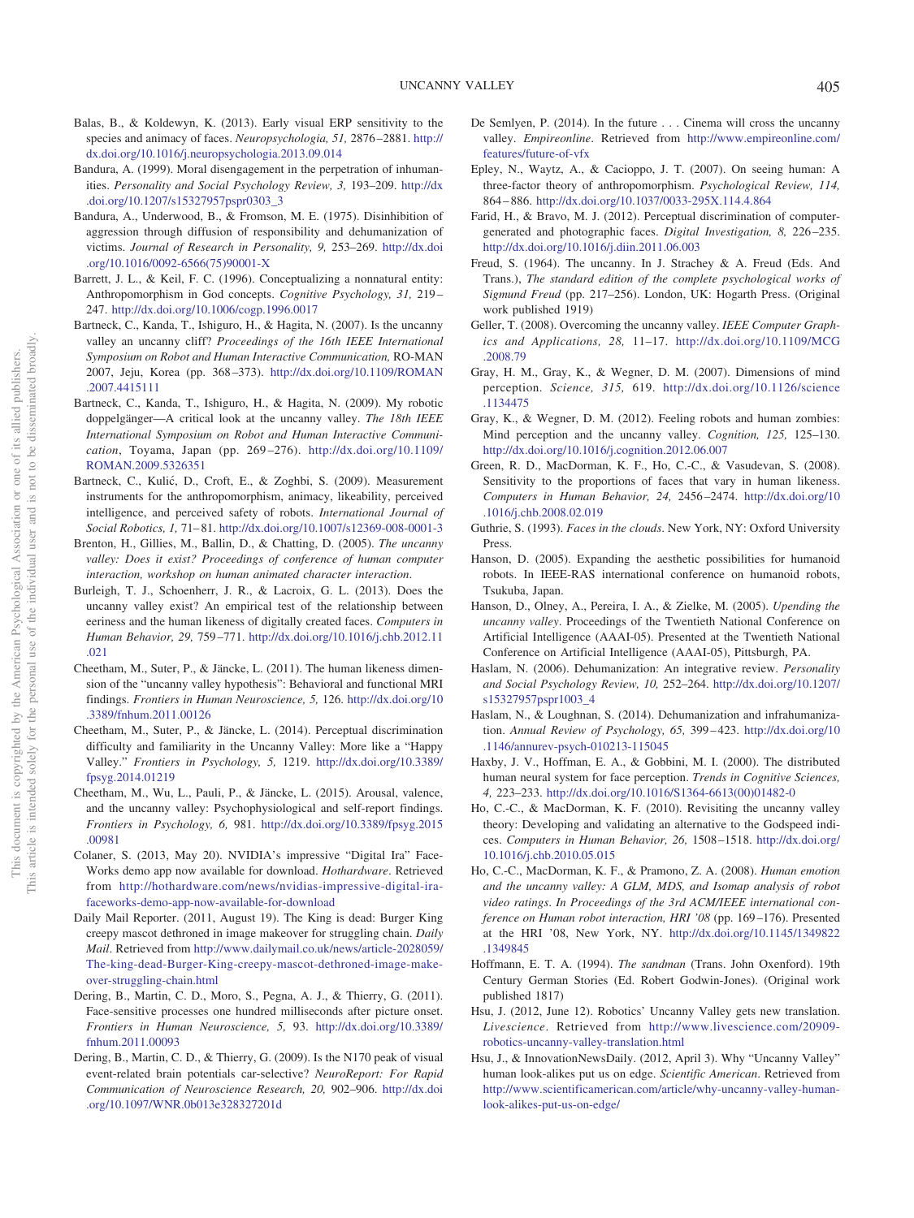Balas, B., & Koldewyn, K. (2013). Early visual ERP sensitivity to the species and animacy of faces. *Neuropsychologia, 51,* 2876–2881. http://dx.doi.org/10.1016/j.neuropsychologia.2013.09.014

Bandura, A. (1999). Moral disengagement in the perpetration of inhumanities. *Personality and Social Psychology Review, 3,* 193–209. http://dx.doi.org/10.1207/s15327957pspr0303_3

Bandura, A., Underwood, B., & Fromson, M. E. (1975). Disinhibition of aggression through diffusion of responsibility and dehumanization of victims. *Journal of Research in Personality, 9,* 253–269. http://dx.doi.org/10.1016/0092-6566(75)90001-X

Barrett, J. L., & Keil, F. C. (1996). Conceptualizing a nonnatural entity: Anthropomorphism in God concepts. *Cognitive Psychology, 31,* 219–247. http://dx.doi.org/10.1006/cogp.1996.0017

Bartneck, C., Kanda, T., Ishiguro, H., & Hagita, N. (2007). Is the uncanny valley an uncanny cliff? *Proceedings of the 16th IEEE International Symposium on Robot and Human Interactive Communication,* RO-MAN 2007, Jeju, Korea (pp. 368–373). http://dx.doi.org/10.1109/ROMAN.2007.4415111

Bartneck, C., Kanda, T., Ishiguro, H., & Hagita, N. (2009). My robotic doppelgänger—A critical look at the uncanny valley. *The 18th IEEE International Symposium on Robot and Human Interactive Communication,* Toyama, Japan (pp. 269–276). http://dx.doi.org/10.1109/ROMAN.2009.5326351

Bartneck, C., Kulić, D., Croft, E., & Zoghbi, S. (2009). Measurement instruments for the anthropomorphism, animacy, likeability, perceived intelligence, and perceived safety of robots. *International Journal of Social Robotics, 1,* 71–81. http://dx.doi.org/10.1007/s12369-008-0001-3

Brenton, H., Gillies, M., Ballin, D., & Chatting, D. (2005). *The uncanny valley: Does it exist? Proceedings of conference of human computer interaction, workshop on human animated character interaction.*

Burleigh, T. J., Schoenherr, J. R., & Lacroix, G. L. (2013). Does the uncanny valley exist? An empirical test of the relationship between eeriness and the human likeness of digitally created faces. *Computers in Human Behavior, 29,* 759–771. http://dx.doi.org/10.1016/j.chb.2012.11.021

Cheetham, M., Suter, P., & Jäncke, L. (2011). The human likeness dimension of the "uncanny valley hypothesis": Behavioral and functional MRI findings. *Frontiers in Human Neuroscience, 5,* 126. http://dx.doi.org/10.3389/fnhum.2011.00126

Cheetham, M., Suter, P., & Jäncke, L. (2014). Perceptual discrimination difficulty and familiarity in the Uncanny Valley: More like a "Happy Valley." *Frontiers in Psychology, 5,* 1219. http://dx.doi.org/10.3389/fpsyg.2014.01219

Cheetham, M., Wu, L., Pauli, P., & Jäncke, L. (2015). Arousal, valence, and the uncanny valley: Psychophysiological and self-report findings. *Frontiers in Psychology, 6,* 981. http://dx.doi.org/10.3389/fpsyg.2015.00981

Colaner, S. (2013, May 20). NVIDIA's impressive "Digital Ira" Face-Works demo app now available for download. *Hothardware*. Retrieved from http://hothardware.com/news/nvidias-impressive-digital-ira-faceworks-demo-app-now-available-for-download

Daily Mail Reporter. (2011, August 19). The King is dead: Burger King creepy mascot dethroned in image makeover for struggling chain. *Daily Mail*. Retrieved from http://www.dailymail.co.uk/news/article-2028059/The-king-dead-Burger-King-creepy-mascot-dethroned-image-make-over-struggling-chain.html

Dering, B., Martin, C. D., Moro, S., Pegna, A. J., & Thierry, G. (2011). Face-sensitive processes one hundred milliseconds after picture onset. *Frontiers in Human Neuroscience, 5,* 93. http://dx.doi.org/10.3389/fnhum.2011.00093

Dering, B., Martin, C. D., & Thierry, G. (2009). Is the N170 peak of visual event-related brain potentials car-selective? *NeuroReport: For Rapid Communication of Neuroscience Research, 20,* 902–906. http://dx.doi.org/10.1097/WNR.0b013e328327201d

De Semlyen, P. (2014). In the future . . . Cinema will cross the uncanny valley. *Empireonline*. Retrieved from http://www.empireonline.com/features/future-of-vfx

Epley, N., Waytz, A., & Cacioppo, J. T. (2007). On seeing human: A three-factor theory of anthropomorphism. *Psychological Review, 114,* 864–886. http://dx.doi.org/10.1037/0033-295X.114.4.864

Farid, H., & Bravo, M. J. (2012). Perceptual discrimination of computer-generated and photographic faces. *Digital Investigation, 8,* 226–235. http://dx.doi.org/10.1016/j.diin.2011.06.003

Freud, S. (1964). The uncanny. In J. Strachey & A. Freud (Eds. And Trans.), *The standard edition of the complete psychological works of Sigmund Freud* (pp. 217–256). London, UK: Hogarth Press. (Original work published 1919)

Geller, T. (2008). Overcoming the uncanny valley. *IEEE Computer Graphics and Applications, 28,* 11–17. http://dx.doi.org/10.1109/MCG.2008.79

Gray, H. M., Gray, K., & Wegner, D. M. (2007). Dimensions of mind perception. *Science, 315,* 619. http://dx.doi.org/10.1126/science.1134475

Gray, K., & Wegner, D. M. (2012). Feeling robots and human zombies: Mind perception and the uncanny valley. *Cognition, 125,* 125–130. http://dx.doi.org/10.1016/j.cognition.2012.06.007

Green, R. D., MacDorman, K. F., Ho, C.-C., & Vasudevan, S. (2008). Sensitivity to the proportions of faces that vary in human likeness. *Computers in Human Behavior, 24,* 2456–2474. http://dx.doi.org/10.1016/j.chb.2008.02.019

Guthrie, S. (1993). *Faces in the clouds*. New York, NY: Oxford University Press.

Hanson, D. (2005). Expanding the aesthetic possibilities for humanoid robots. In IEEE-RAS international conference on humanoid robots, Tsukuba, Japan.

Hanson, D., Olney, A., Pereira, I. A., & Zielke, M. (2005). *Upending the uncanny valley*. Proceedings of the Twentieth National Conference on Artificial Intelligence (AAAI-05). Presented at the Twentieth National Conference on Artificial Intelligence (AAAI-05), Pittsburgh, PA.

Haslam, N. (2006). Dehumanization: An integrative review. *Personality and Social Psychology Review, 10,* 252–264. http://dx.doi.org/10.1207/s15327957pspr1003_4

Haslam, N., & Loughnan, S. (2014). Dehumanization and infrahumanization. *Annual Review of Psychology, 65,* 399–423. http://dx.doi.org/10.1146/annurev-psych-010213-115045

Haxby, J. V., Hoffman, E. A., & Gobbini, M. I. (2000). The distributed human neural system for face perception. *Trends in Cognitive Sciences, 4,* 223–233. http://dx.doi.org/10.1016/S1364-6613(00)01482-0

Ho, C.-C., & MacDorman, K. F. (2010). Revisiting the uncanny valley theory: Developing and validating an alternative to the Godspeed indices. *Computers in Human Behavior, 26,* 1508–1518. http://dx.doi.org/10.1016/j.chb.2010.05.015

Ho, C.-C., MacDorman, K. F., & Pramono, Z. A. (2008). *Human emotion and the uncanny valley: A GLM, MDS, and Isomap analysis of robot video ratings. In Proceedings of the 3rd ACM/IEEE international conference on Human robot interaction, HRI '08* (pp. 169–176). Presented at the HRI '08, New York, NY. http://dx.doi.org/10.1145/1349822.1349845

Hoffmann, E. T. A. (1994). *The sandman* (Trans. John Oxenford). 19th Century German Stories (Ed. Robert Godwin-Jones). (Original work published 1817)

Hsu, J. (2012, June 12). Robotics' Uncanny Valley gets new translation. *Livescience*. Retrieved from http://www.livescience.com/20909-robotics-uncanny-valley-translation.html

Hsu, J., & InnovationNewsDaily. (2012, April 3). Why "Uncanny Valley" human look-alikes put us on edge. *Scientific American*. Retrieved from http://www.scientificamerican.com/article/why-uncanny-valley-human-look-alikes-put-us-on-edge/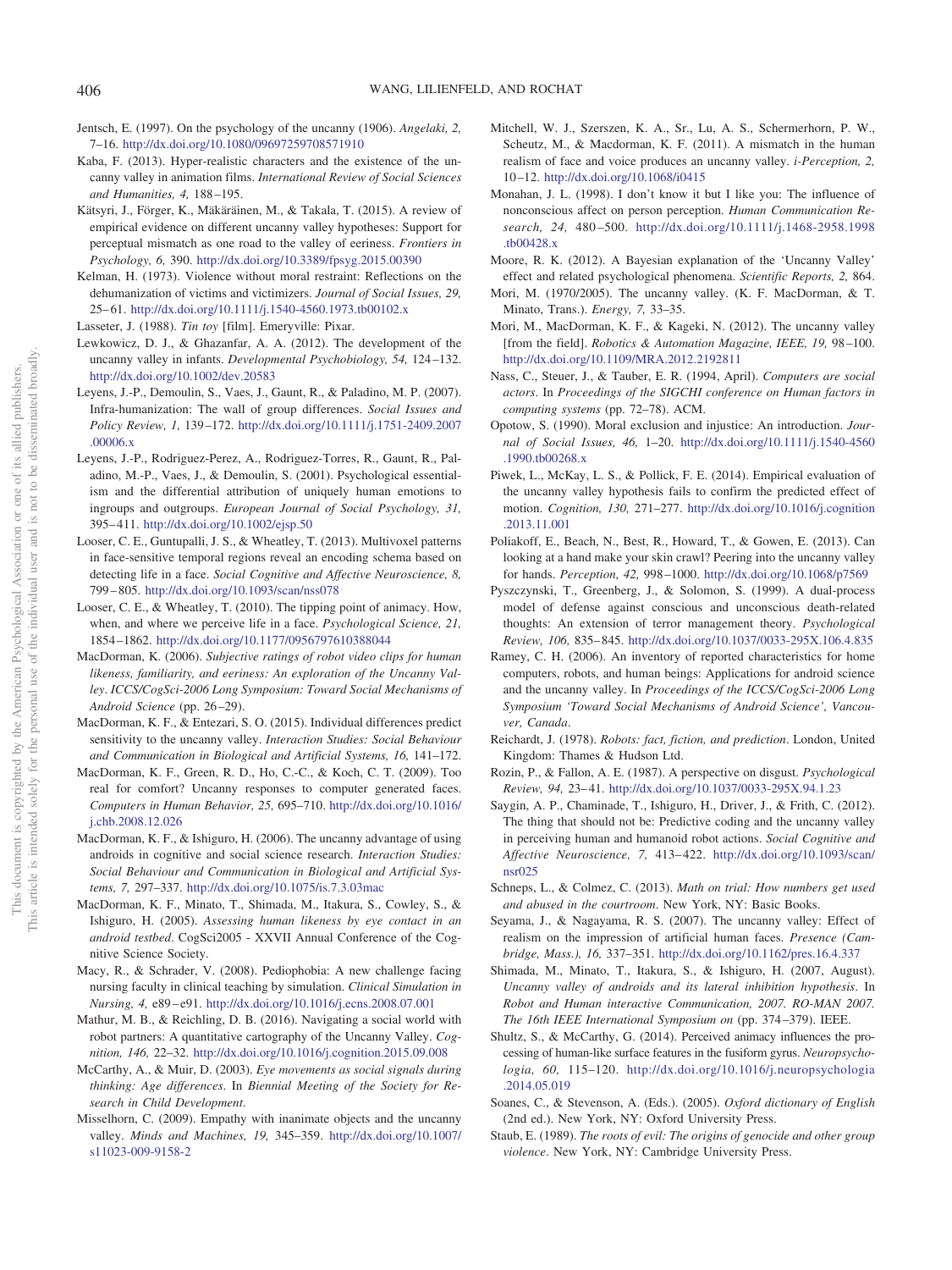Jentsch, E. (1997). On the psychology of the uncanny (1906). *Angelaki, 2,* 7–16. http://dx.doi.org/10.1080/09697259708571910

Kaba, F. (2013). Hyper-realistic characters and the existence of the uncanny valley in animation films. *International Review of Social Sciences and Humanities, 4,* 188–195.

Kätsyri, J., Förger, K., Mäkäräinen, M., & Takala, T. (2015). A review of empirical evidence on different uncanny valley hypotheses: Support for perceptual mismatch as one road to the valley of eeriness. *Frontiers in Psychology, 6,* 390. http://dx.doi.org/10.3389/fpsyg.2015.00390

Kelman, H. (1973). Violence without moral restraint: Reflections on the dehumanization of victims and victimizers. *Journal of Social Issues, 29,* 25–61. http://dx.doi.org/10.1111/j.1540-4560.1973.tb00102.x

Lasseter, J. (1988). *Tin toy* [film]. Emeryville: Pixar.

Lewkowicz, D. J., & Ghazanfar, A. A. (2012). The development of the uncanny valley in infants. *Developmental Psychobiology, 54,* 124–132. http://dx.doi.org/10.1002/dev.20583

Leyens, J.-P., Demoulin, S., Vaes, J., Gaunt, R., & Paladino, M. P. (2007). Infra-humanization: The wall of group differences. *Social Issues and Policy Review, 1,* 139–172. http://dx.doi.org/10.1111/j.1751-2409.2007.00006.x

Leyens, J.-P., Rodriguez-Perez, A., Rodriguez-Torres, R., Gaunt, R., Paladino, M.-P., Vaes, J., & Demoulin, S. (2001). Psychological essentialism and the differential attribution of uniquely human emotions to ingroups and outgroups. *European Journal of Social Psychology, 31,* 395–411. http://dx.doi.org/10.1002/ejsp.50

Looser, C. E., Guntupalli, J. S., & Wheatley, T. (2013). Multivoxel patterns in face-sensitive temporal regions reveal an encoding schema based on detecting life in a face. *Social Cognitive and Affective Neuroscience, 8,* 799–805. http://dx.doi.org/10.1093/scan/nss078

Looser, C. E., & Wheatley, T. (2010). The tipping point of animacy. How, when, and where we perceive life in a face. *Psychological Science, 21,* 1854–1862. http://dx.doi.org/10.1177/0956797610388044

MacDorman, K. (2006). *Subjective ratings of robot video clips for human likeness, familiarity, and eeriness: An exploration of the Uncanny Valley. ICCS/CogSci-2006 Long Symposium: Toward Social Mechanisms of Android Science* (pp. 26–29).

MacDorman, K. F., & Entezari, S. O. (2015). Individual differences predict sensitivity to the uncanny valley. *Interaction Studies: Social Behaviour and Communication in Biological and Artificial Systems, 16,* 141–172.

MacDorman, K. F., Green, R. D., Ho, C.-C., & Koch, C. T. (2009). Too real for comfort? Uncanny responses to computer generated faces. *Computers in Human Behavior, 25,* 695–710. http://dx.doi.org/10.1016/j.chb.2008.12.026

MacDorman, K. F., & Ishiguro, H. (2006). The uncanny advantage of using androids in cognitive and social science research. *Interaction Studies: Social Behaviour and Communication in Biological and Artificial Systems, 7,* 297–337. http://dx.doi.org/10.1075/is.7.3.03mac

MacDorman, K. F., Minato, T., Shimada, M., Itakura, S., Cowley, S., & Ishiguro, H. (2005). *Assessing human likeness by eye contact in an android testbed*. CogSci2005 - XXVII Annual Conference of the Cognitive Science Society.

Macy, R., & Schrader, V. (2008). Pediophobia: A new challenge facing nursing faculty in clinical teaching by simulation. *Clinical Simulation in Nursing, 4,* e89–e91. http://dx.doi.org/10.1016/j.ecns.2008.07.001

Mathur, M. B., & Reichling, D. B. (2016). Navigating a social world with robot partners: A quantitative cartography of the Uncanny Valley. *Cognition, 146,* 22–32. http://dx.doi.org/10.1016/j.cognition.2015.09.008

McCarthy, A., & Muir, D. (2003). *Eye movements as social signals during thinking: Age differences*. In *Biennial Meeting of the Society for Research in Child Development*.

Misselhorn, C. (2009). Empathy with inanimate objects and the uncanny valley. *Minds and Machines, 19,* 345–359. http://dx.doi.org/10.1007/s11023-009-9158-2

Mitchell, W. J., Szerszen, K. A., Sr., Lu, A. S., Schermerhorn, P. W., Scheutz, M., & Macdorman, K. F. (2011). A mismatch in the human realism of face and voice produces an uncanny valley. *i-Perception, 2,* 10–12. http://dx.doi.org/10.1068/i0415

Monahan, J. L. (1998). I don't know it but I like you: The influence of nonconscious affect on person perception. *Human Communication Research, 24,* 480–500. http://dx.doi.org/10.1111/j.1468-2958.1998.tb00428.x

Moore, R. K. (2012). A Bayesian explanation of the 'Uncanny Valley' effect and related psychological phenomena. *Scientific Reports, 2,* 864.

Mori, M. (1970/2005). The uncanny valley. (K. F. MacDorman, & T. Minato, Trans.). *Energy, 7,* 33–35.

Mori, M., MacDorman, K. F., & Kageki, N. (2012). The uncanny valley [from the field]. *Robotics & Automation Magazine, IEEE, 19,* 98–100. http://dx.doi.org/10.1109/MRA.2012.2192811

Nass, C., Steuer, J., & Tauber, E. R. (1994, April). *Computers are social actors*. In *Proceedings of the SIGCHI conference on Human factors in computing systems* (pp. 72–78). ACM.

Opotow, S. (1990). Moral exclusion and injustice: An introduction. *Journal of Social Issues, 46,* 1–20. http://dx.doi.org/10.1111/j.1540-4560.1990.tb00268.x

Piwek, L., McKay, L. S., & Pollick, F. E. (2014). Empirical evaluation of the uncanny valley hypothesis fails to confirm the predicted effect of motion. *Cognition, 130,* 271–277. http://dx.doi.org/10.1016/j.cognition.2013.11.001

Poliakoff, E., Beach, N., Best, R., Howard, T., & Gowen, E. (2013). Can looking at a hand make your skin crawl? Peering into the uncanny valley for hands. *Perception, 42,* 998–1000. http://dx.doi.org/10.1068/p7569

Pyszczynski, T., Greenberg, J., & Solomon, S. (1999). A dual-process model of defense against conscious and unconscious death-related thoughts: An extension of terror management theory. *Psychological Review, 106,* 835–845. http://dx.doi.org/10.1037/0033-295X.106.4.835

Ramey, C. H. (2006). An inventory of reported characteristics for home computers, robots, and human beings: Applications for android science and the uncanny valley. In *Proceedings of the ICCS/CogSci-2006 Long Symposium 'Toward Social Mechanisms of Android Science', Vancouver, Canada*.

Reichardt, J. (1978). *Robots: fact, fiction, and prediction*. London, United Kingdom: Thames & Hudson Ltd.

Rozin, P., & Fallon, A. E. (1987). A perspective on disgust. *Psychological Review, 94,* 23–41. http://dx.doi.org/10.1037/0033-295X.94.1.23

Saygin, A. P., Chaminade, T., Ishiguro, H., Driver, J., & Frith, C. (2012). The thing that should not be: Predictive coding and the uncanny valley in perceiving human and humanoid robot actions. *Social Cognitive and Affective Neuroscience, 7,* 413–422. http://dx.doi.org/10.1093/scan/nsr025

Schneps, L., & Colmez, C. (2013). *Math on trial: How numbers get used and abused in the courtroom*. New York, NY: Basic Books.

Seyama, J., & Nagayama, R. S. (2007). The uncanny valley: Effect of realism on the impression of artificial human faces. *Presence (Cambridge, Mass.), 16,* 337–351. http://dx.doi.org/10.1162/pres.16.4.337

Shimada, M., Minato, T., Itakura, S., & Ishiguro, H. (2007, August). *Uncanny valley of androids and its lateral inhibition hypothesis*. In *Robot and Human interactive Communication, 2007. RO-MAN 2007. The 16th IEEE International Symposium on* (pp. 374–379). IEEE.

Shultz, S., & McCarthy, G. (2014). Perceived animacy influences the processing of human-like surface features in the fusiform gyrus. *Neuropsychologia, 60,* 115–120. http://dx.doi.org/10.1016/j.neuropsychologia.2014.05.019

Soanes, C., & Stevenson, A. (Eds.). (2005). *Oxford dictionary of English* (2nd ed.). New York, NY: Oxford University Press.

Staub, E. (1989). *The roots of evil: The origins of genocide and other group violence*. New York, NY: Cambridge University Press.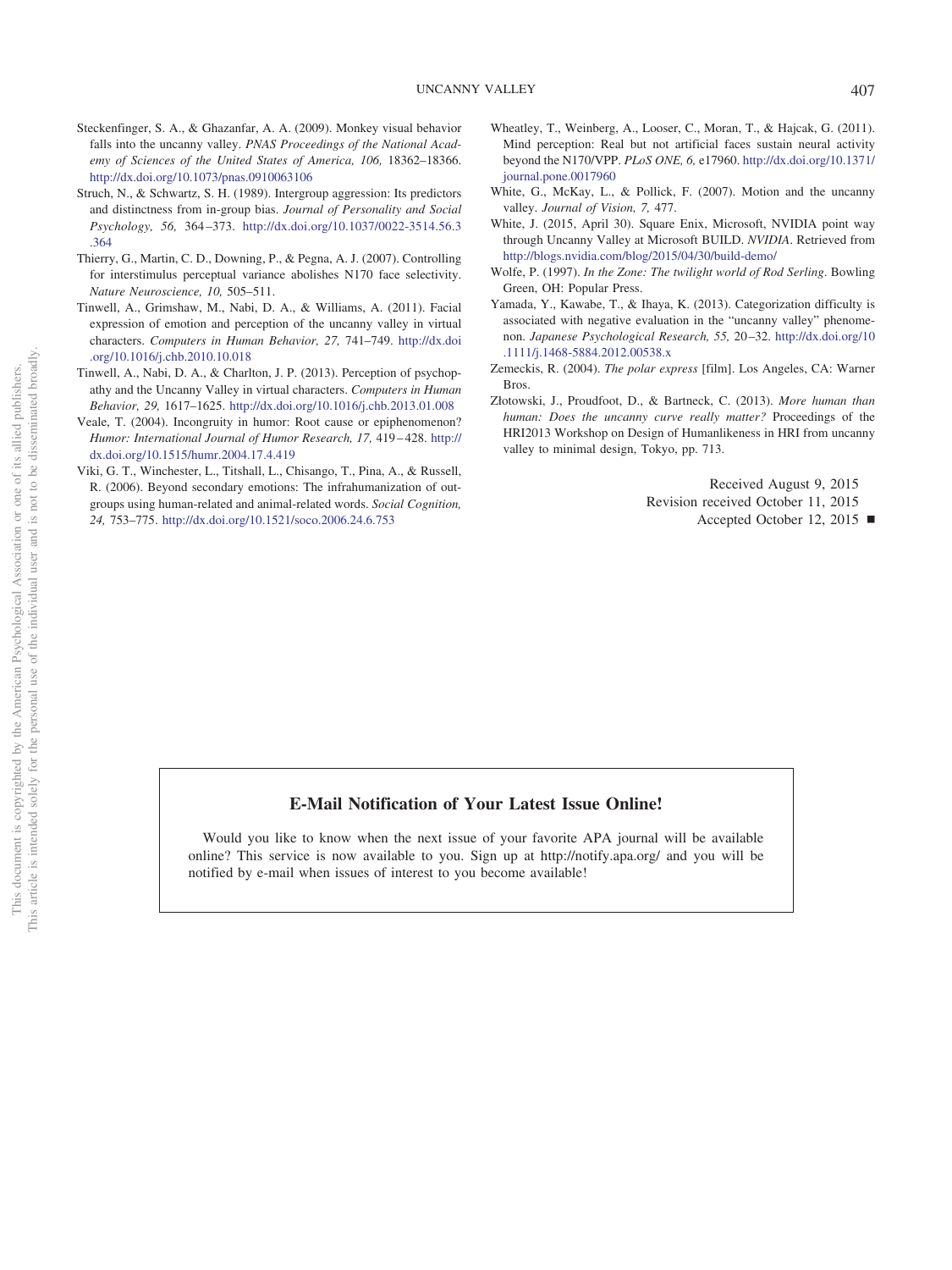Steckenfinger, S. A., & Ghazanfar, A. A. (2009). Monkey visual behavior falls into the uncanny valley. *PNAS Proceedings of the National Academy of Sciences of the United States of America, 106,* 18362–18366. http://dx.doi.org/10.1073/pnas.0910063106

Struch, N., & Schwartz, S. H. (1989). Intergroup aggression: Its predictors and distinctness from in-group bias. *Journal of Personality and Social Psychology, 56,* 364–373. http://dx.doi.org/10.1037/0022-3514.56.3.364

Thierry, G., Martin, C. D., Downing, P., & Pegna, A. J. (2007). Controlling for interstimulus perceptual variance abolishes N170 face selectivity. *Nature Neuroscience, 10,* 505–511.

Tinwell, A., Grimshaw, M., Nabi, D. A., & Williams, A. (2011). Facial expression of emotion and perception of the uncanny valley in virtual characters. *Computers in Human Behavior, 27,* 741–749. http://dx.doi.org/10.1016/j.chb.2010.10.018

Tinwell, A., Nabi, D. A., & Charlton, J. P. (2013). Perception of psychopathy and the Uncanny Valley in virtual characters. *Computers in Human Behavior, 29,* 1617–1625. http://dx.doi.org/10.1016/j.chb.2013.01.008

Veale, T. (2004). Incongruity in humor: Root cause or epiphenomenon? *Humor: International Journal of Humor Research, 17,* 419–428. http://dx.doi.org/10.1515/humr.2004.17.4.419

Viki, G. T., Winchester, L., Titshall, L., Chisango, T., Pina, A., & Russell, R. (2006). Beyond secondary emotions: The infrahumanization of outgroups using human-related and animal-related words. *Social Cognition, 24,* 753–775. http://dx.doi.org/10.1521/soco.2006.24.6.753

Wheatley, T., Weinberg, A., Looser, C., Moran, T., & Hajcak, G. (2011). Mind perception: Real but not artificial faces sustain neural activity beyond the N170/VPP. *PLoS ONE, 6,* e17960. http://dx.doi.org/10.1371/journal.pone.0017960

White, G., McKay, L., & Pollick, F. (2007). Motion and the uncanny valley. *Journal of Vision, 7,* 477.

White, J. (2015, April 30). Square Enix, Microsoft, NVIDIA point way through Uncanny Valley at Microsoft BUILD. *NVIDIA*. Retrieved from http://blogs.nvidia.com/blog/2015/04/30/build-demo/

Wolfe, P. (1997). *In the Zone: The twilight world of Rod Serling*. Bowling Green, OH: Popular Press.

Yamada, Y., Kawabe, T., & Ihaya, K. (2013). Categorization difficulty is associated with negative evaluation in the "uncanny valley" phenomenon. *Japanese Psychological Research, 55,* 20–32. http://dx.doi.org/10.1111/j.1468-5884.2012.00538.x

Zemeckis, R. (2004). *The polar express* [film]. Los Angeles, CA: Warner Bros.

Złotowski, J., Proudfoot, D., & Bartneck, C. (2013). *More human than human: Does the uncanny curve really matter?* Proceedings of the HRI2013 Workshop on Design of Humanlikeness in HRI from uncanny valley to minimal design, Tokyo, pp. 713.

Received August 9, 2015
Revision received October 11, 2015
Accepted October 12, 2015 ■

## E-Mail Notification of Your Latest Issue Online!

Would you like to know when the next issue of your favorite APA journal will be available online? This service is now available to you. Sign up at http://notify.apa.org/ and you will be notified by e-mail when issues of interest to you become available!